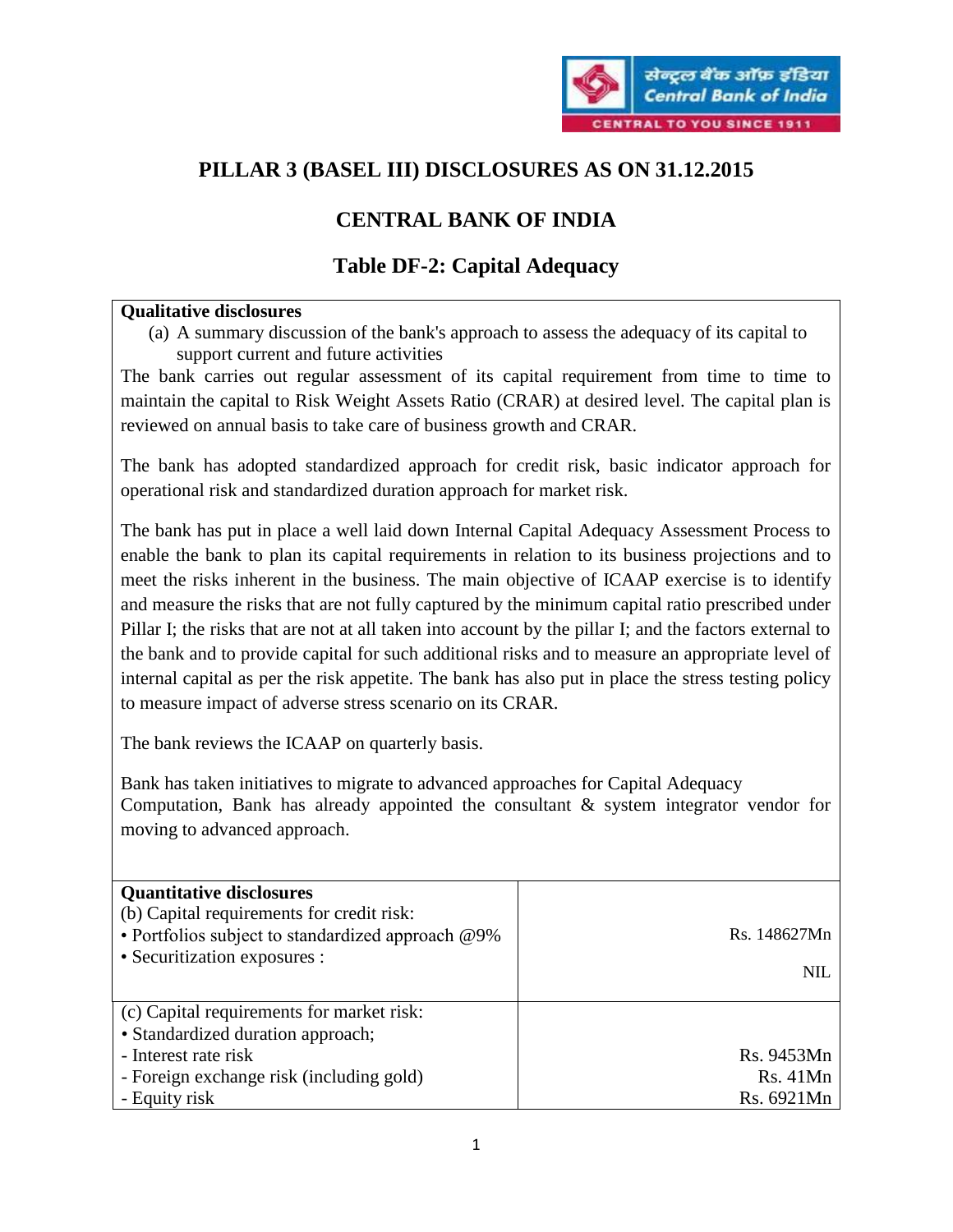# PILLAR 3 (BASEL III) DISCLOSURES AS ON 31.12.2015

## CENTRAL BANK OF INDIA

## Table DF-2: Capital Adequacy

**Qualitative disclosures**

(a) A summary discussion of the bank's approach to assess the adequacy of its capital to support current and future activities

The bank carries out regular assessment of its capital requirement from time to time to maintain the capital to Risk Weight Assets Ratio (CRAR) at desired level. The capital plan is reviewed on annual basis to take care of business growth and CRAR.

The bank has adopted standardized approach for credit risk, basic indicator approach for operational risk and standardized duration approach for market risk.

The bank has put in place a well laid down Internal Capital Adequacy Assessment Process to enable the bank to plan its capital requirements in relation to its business projections and to meet the risks inherent in the business. The main objective of ICAAP exercise is to identify and measure the risks that are not fully captured by the minimum capital ratio prescribed under Pillar I; the risks that are not at all taken into account by the pillar I; and the factors external to the bank and to provide capital for such additional risks and to measure an appropriate level of internal capital as per the risk appetite. The bank has also put in place the stress testing policy to measure impact of adverse stress scenario on its CRAR.

The bank reviews the ICAAP on quarterly basis.

Bank has taken initiatives to migrate to advanced approaches for Capital Adequacy Computation, Bank has already appointed the consultant & system integrator vendor for moving to advanced approach.

| **Quantitative disclosures** | |
|---|---|
| (b) Capital requirements for credit risk:<br>• Portfolios subject to standardized approach @9%<br>• Securitization exposures : | <br>Rs. 148627Mn<br>NIL |
| (c) Capital requirements for market risk:<br>• Standardized duration approach;<br>- Interest rate risk<br>- Foreign exchange risk (including gold)<br>- Equity risk | <br><br>Rs. 9453Mn<br>Rs. 41Mn<br>Rs. 6921Mn |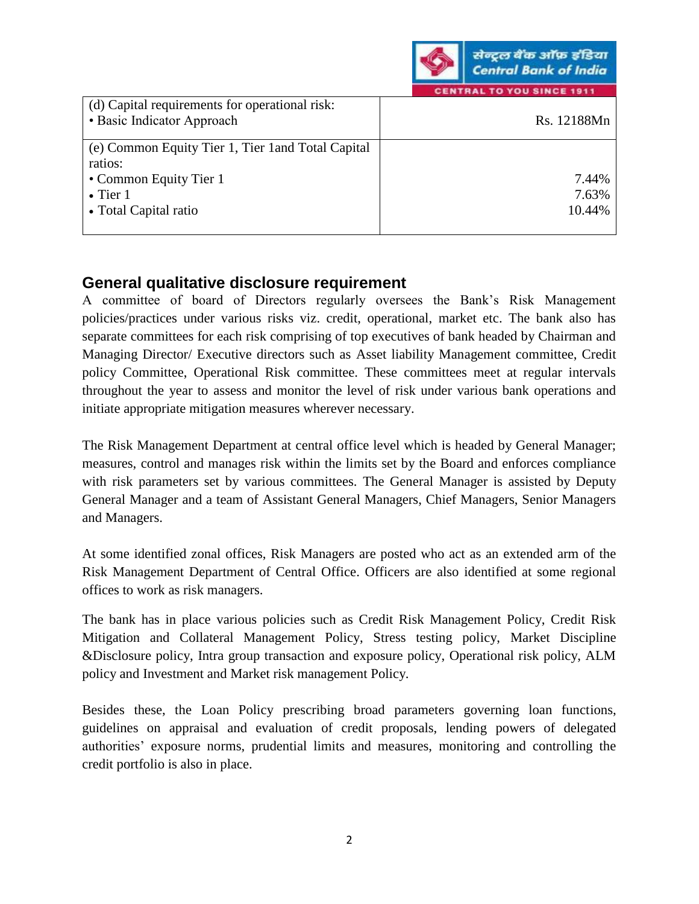| | |
|---|---|
| (d) Capital requirements for operational risk:<br>• Basic Indicator Approach | Rs. 12188Mn |
| (e) Common Equity Tier 1, Tier 1and Total Capital ratios:<br>• Common Equity Tier 1<br>• Tier 1<br>• Total Capital ratio | <br><br>7.44%<br>7.63%<br>10.44% |

## General qualitative disclosure requirement

A committee of board of Directors regularly oversees the Bank's Risk Management policies/practices under various risks viz. credit, operational, market etc. The bank also has separate committees for each risk comprising of top executives of bank headed by Chairman and Managing Director/ Executive directors such as Asset liability Management committee, Credit policy Committee, Operational Risk committee. These committees meet at regular intervals throughout the year to assess and monitor the level of risk under various bank operations and initiate appropriate mitigation measures wherever necessary.

The Risk Management Department at central office level which is headed by General Manager; measures, control and manages risk within the limits set by the Board and enforces compliance with risk parameters set by various committees. The General Manager is assisted by Deputy General Manager and a team of Assistant General Managers, Chief Managers, Senior Managers and Managers.

At some identified zonal offices, Risk Managers are posted who act as an extended arm of the Risk Management Department of Central Office. Officers are also identified at some regional offices to work as risk managers.

The bank has in place various policies such as Credit Risk Management Policy, Credit Risk Mitigation and Collateral Management Policy, Stress testing policy, Market Discipline &Disclosure policy, Intra group transaction and exposure policy, Operational risk policy, ALM policy and Investment and Market risk management Policy.

Besides these, the Loan Policy prescribing broad parameters governing loan functions, guidelines on appraisal and evaluation of credit proposals, lending powers of delegated authorities' exposure norms, prudential limits and measures, monitoring and controlling the credit portfolio is also in place.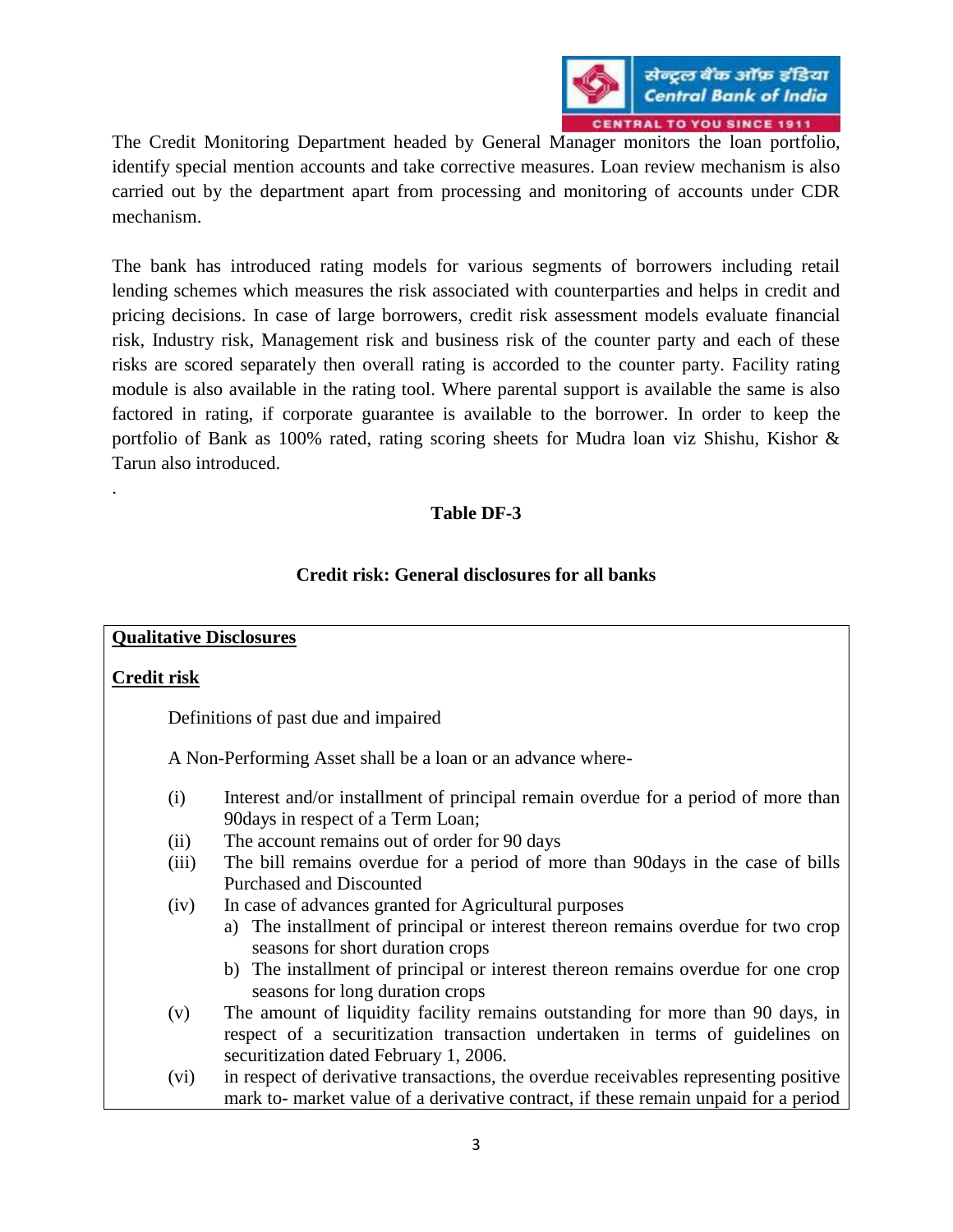The Credit Monitoring Department headed by General Manager monitors the loan portfolio, identify special mention accounts and take corrective measures. Loan review mechanism is also carried out by the department apart from processing and monitoring of accounts under CDR mechanism.

The bank has introduced rating models for various segments of borrowers including retail lending schemes which measures the risk associated with counterparties and helps in credit and pricing decisions. In case of large borrowers, credit risk assessment models evaluate financial risk, Industry risk, Management risk and business risk of the counter party and each of these risks are scored separately then overall rating is accorded to the counter party. Facility rating module is also available in the rating tool. Where parental support is available the same is also factored in rating, if corporate guarantee is available to the borrower. In order to keep the portfolio of Bank as 100% rated, rating scoring sheets for Mudra loan viz Shishu, Kishor & Tarun also introduced.

.

## Table DF-3

### Credit risk: General disclosures for all banks

**Qualitative Disclosures**

**Credit risk**

Definitions of past due and impaired

A Non-Performing Asset shall be a loan or an advance where-

(i) Interest and/or installment of principal remain overdue for a period of more than 90days in respect of a Term Loan;

(ii) The account remains out of order for 90 days

(iii) The bill remains overdue for a period of more than 90days in the case of bills Purchased and Discounted

(iv) In case of advances granted for Agricultural purposes
   a) The installment of principal or interest thereon remains overdue for two crop seasons for short duration crops
   b) The installment of principal or interest thereon remains overdue for one crop seasons for long duration crops

(v) The amount of liquidity facility remains outstanding for more than 90 days, in respect of a securitization transaction undertaken in terms of guidelines on securitization dated February 1, 2006.

(vi) in respect of derivative transactions, the overdue receivables representing positive mark to- market value of a derivative contract, if these remain unpaid for a period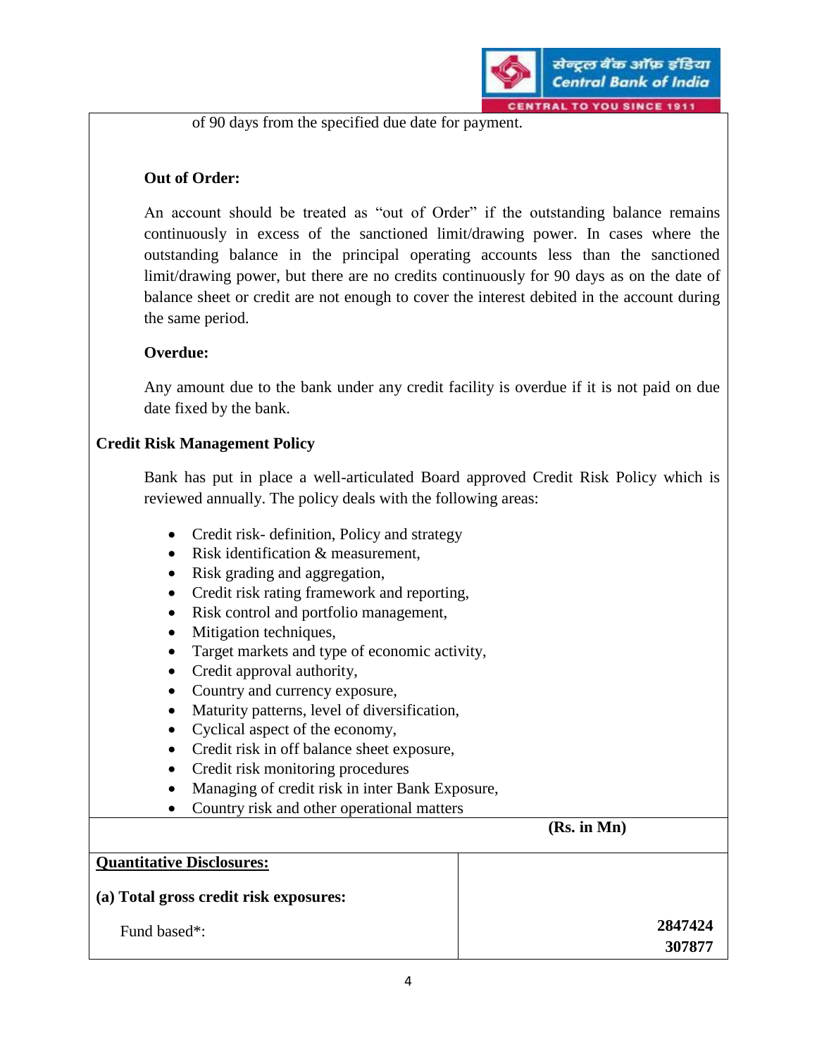of 90 days from the specified due date for payment.

**Out of Order:**

An account should be treated as "out of Order" if the outstanding balance remains continuously in excess of the sanctioned limit/drawing power. In cases where the outstanding balance in the principal operating accounts less than the sanctioned limit/drawing power, but there are no credits continuously for 90 days as on the date of balance sheet or credit are not enough to cover the interest debited in the account during the same period.

**Overdue:**

Any amount due to the bank under any credit facility is overdue if it is not paid on due date fixed by the bank.

**Credit Risk Management Policy**

Bank has put in place a well-articulated Board approved Credit Risk Policy which is reviewed annually. The policy deals with the following areas:

- Credit risk- definition, Policy and strategy
- Risk identification & measurement,
- Risk grading and aggregation,
- Credit risk rating framework and reporting,
- Risk control and portfolio management,
- Mitigation techniques,
- Target markets and type of economic activity,
- Credit approval authority,
- Country and currency exposure,
- Maturity patterns, level of diversification,
- Cyclical aspect of the economy,
- Credit risk in off balance sheet exposure,
- Credit risk monitoring procedures
- Managing of credit risk in inter Bank Exposure,
- Country risk and other operational matters

| | **(Rs. in Mn)** |
|---|---|
| **<u>Quantitative Disclosures:</u>** | |
| **(a) Total gross credit risk exposures:** | |
| Fund based*: | **2847424** **307877** |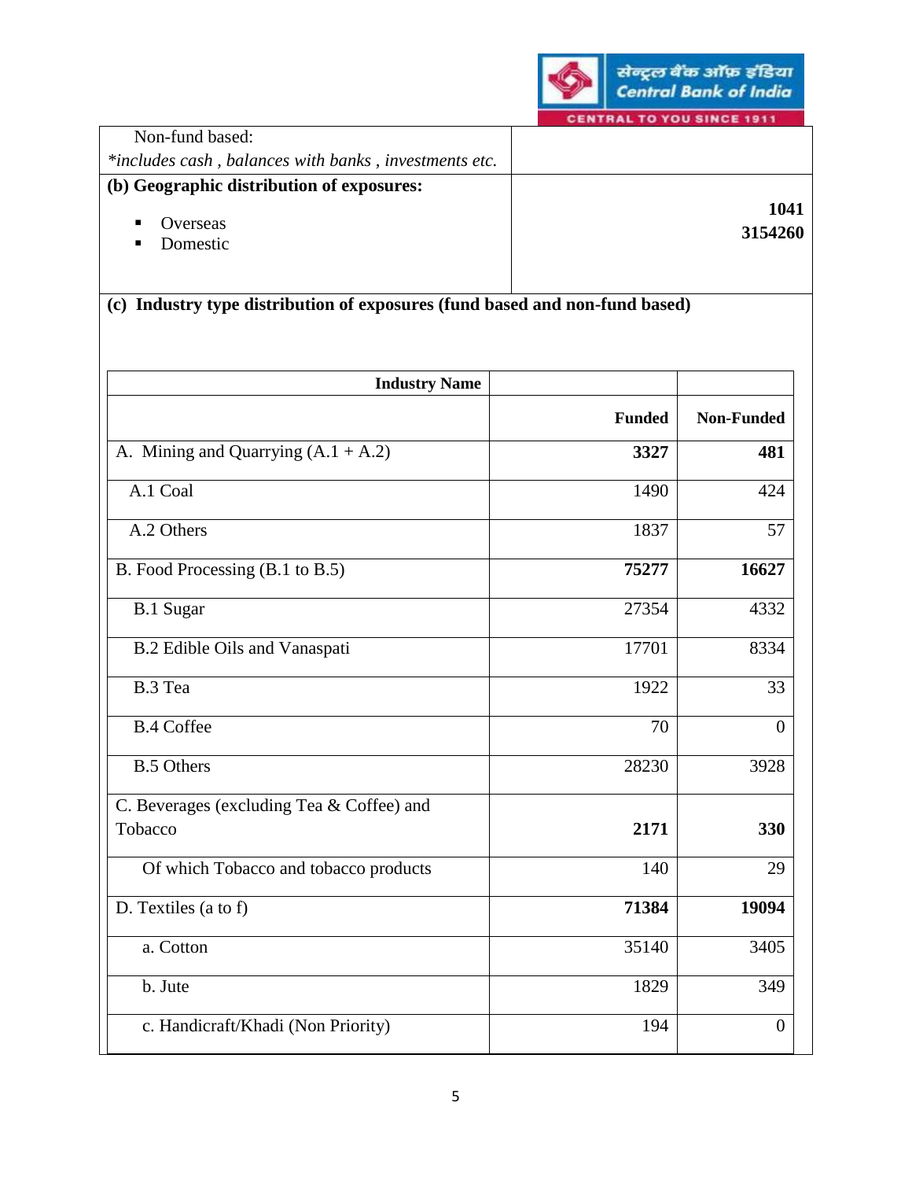| | |
|---|---|
| Non-fund based:<br>*includes cash , balances with banks , investments etc.* | |
| **(b) Geographic distribution of exposures:**<br>▪ Overseas<br>▪ Domestic | **1041**<br>**3154260** |

**(c) Industry type distribution of exposures (fund based and non-fund based)**

| Industry Name | | |
|---|---|---|
| | **Funded** | **Non-Funded** |
| A. Mining and Quarrying (A.1 + A.2) | **3327** | **481** |
| A.1 Coal | 1490 | 424 |
| A.2 Others | 1837 | 57 |
| B. Food Processing (B.1 to B.5) | **75277** | **16627** |
| B.1 Sugar | 27354 | 4332 |
| B.2 Edible Oils and Vanaspati | 17701 | 8334 |
| B.3 Tea | 1922 | 33 |
| B.4 Coffee | 70 | 0 |
| B.5 Others | 28230 | 3928 |
| C. Beverages (excluding Tea & Coffee) and Tobacco | **2171** | **330** |
| Of which Tobacco and tobacco products | 140 | 29 |
| D. Textiles (a to f) | **71384** | **19094** |
| a. Cotton | 35140 | 3405 |
| b. Jute | 1829 | 349 |
| c. Handicraft/Khadi (Non Priority) | 194 | 0 |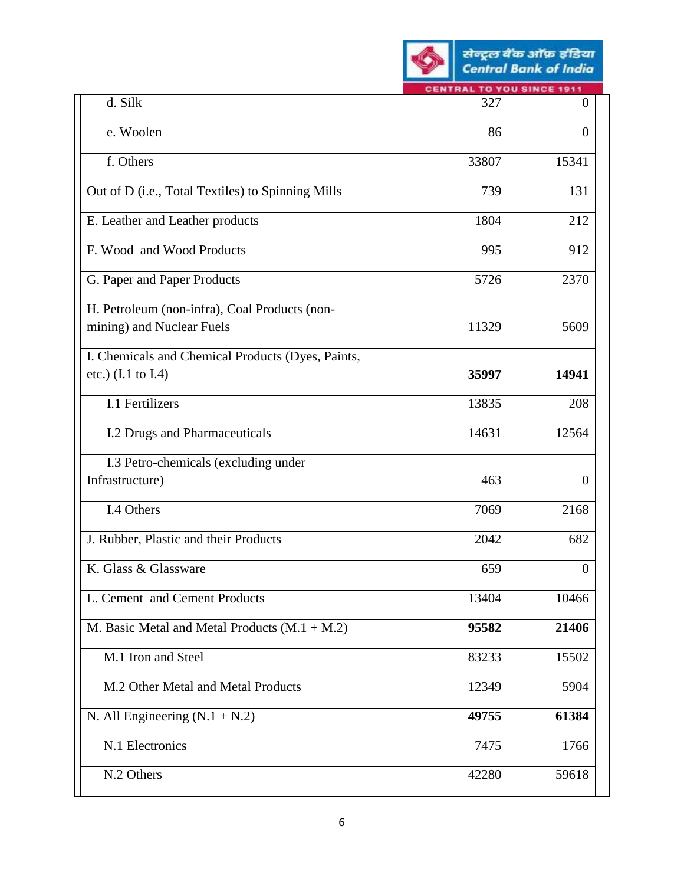| | | |
|---|---|---|
| d. Silk | 327 | 0 |
| e. Woolen | 86 | 0 |
| f. Others | 33807 | 15341 |
| Out of D (i.e., Total Textiles) to Spinning Mills | 739 | 131 |
| E. Leather and Leather products | 1804 | 212 |
| F. Wood and Wood Products | 995 | 912 |
| G. Paper and Paper Products | 5726 | 2370 |
| H. Petroleum (non-infra), Coal Products (non-mining) and Nuclear Fuels | 11329 | 5609 |
| I. Chemicals and Chemical Products (Dyes, Paints, etc.) (I.1 to I.4) | **35997** | **14941** |
| I.1 Fertilizers | 13835 | 208 |
| I.2 Drugs and Pharmaceuticals | 14631 | 12564 |
| I.3 Petro-chemicals (excluding under Infrastructure) | 463 | 0 |
| I.4 Others | 7069 | 2168 |
| J. Rubber, Plastic and their Products | 2042 | 682 |
| K. Glass & Glassware | 659 | 0 |
| L. Cement and Cement Products | 13404 | 10466 |
| M. Basic Metal and Metal Products (M.1 + M.2) | **95582** | **21406** |
| M.1 Iron and Steel | 83233 | 15502 |
| M.2 Other Metal and Metal Products | 12349 | 5904 |
| N. All Engineering (N.1 + N.2) | **49755** | **61384** |
| N.1 Electronics | 7475 | 1766 |
| N.2 Others | 42280 | 59618 |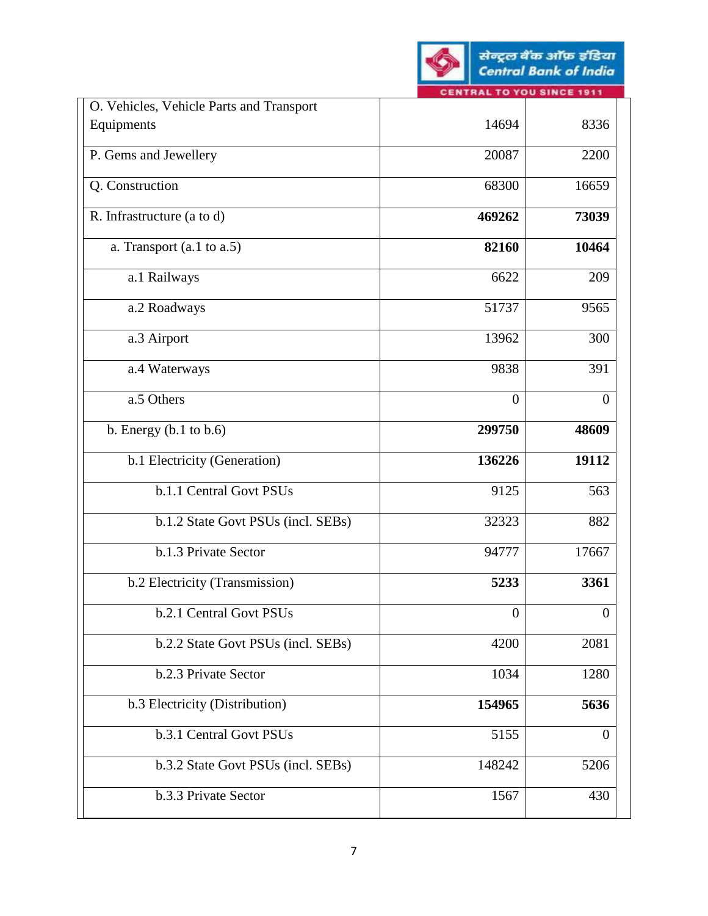| | | |
|---|---|---|
| O. Vehicles, Vehicle Parts and Transport Equipments | 14694 | 8336 |
| P. Gems and Jewellery | 20087 | 2200 |
| Q. Construction | 68300 | 16659 |
| R. Infrastructure (a to d) | **469262** | **73039** |
| a. Transport (a.1 to a.5) | **82160** | **10464** |
| a.1 Railways | 6622 | 209 |
| a.2 Roadways | 51737 | 9565 |
| a.3 Airport | 13962 | 300 |
| a.4 Waterways | 9838 | 391 |
| a.5 Others | 0 | 0 |
| b. Energy (b.1 to b.6) | **299750** | **48609** |
| b.1 Electricity (Generation) | **136226** | **19112** |
| b.1.1 Central Govt PSUs | 9125 | 563 |
| b.1.2 State Govt PSUs (incl. SEBs) | 32323 | 882 |
| b.1.3 Private Sector | 94777 | 17667 |
| b.2 Electricity (Transmission) | **5233** | **3361** |
| b.2.1 Central Govt PSUs | 0 | 0 |
| b.2.2 State Govt PSUs (incl. SEBs) | 4200 | 2081 |
| b.2.3 Private Sector | 1034 | 1280 |
| b.3 Electricity (Distribution) | **154965** | **5636** |
| b.3.1 Central Govt PSUs | 5155 | 0 |
| b.3.2 State Govt PSUs (incl. SEBs) | 148242 | 5206 |
| b.3.3 Private Sector | 1567 | 430 |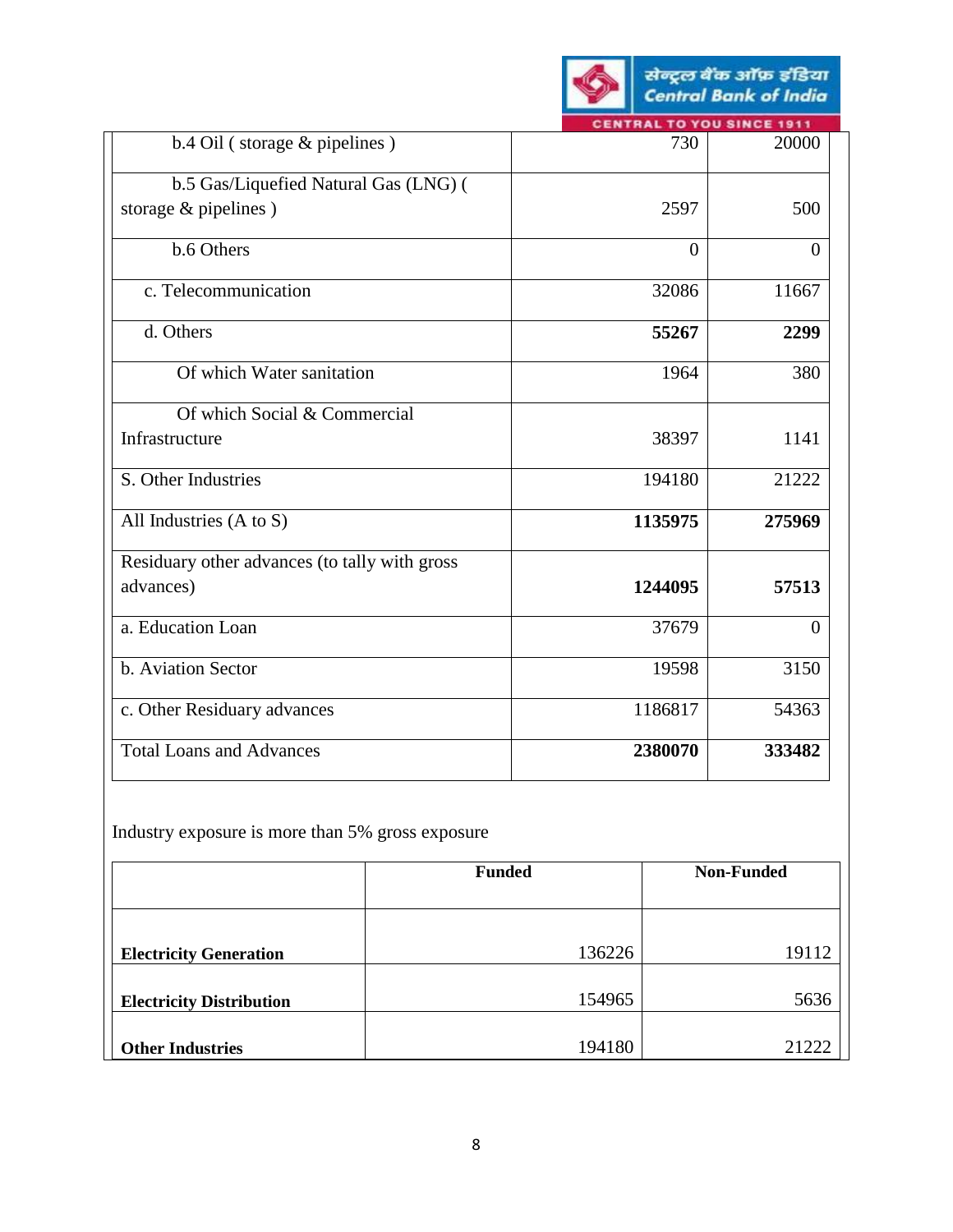| | | |
|---|---|---|
| b.4 Oil ( storage & pipelines ) | 730 | 20000 |
| b.5 Gas/Liquefied Natural Gas (LNG) ( storage & pipelines ) | 2597 | 500 |
| b.6 Others | 0 | 0 |
| c. Telecommunication | 32086 | 11667 |
| d. Others | **55267** | **2299** |
| Of which Water sanitation | 1964 | 380 |
| Of which Social & Commercial Infrastructure | 38397 | 1141 |
| S. Other Industries | 194180 | 21222 |
| All Industries (A to S) | **1135975** | **275969** |
| Residuary other advances (to tally with gross advances) | **1244095** | **57513** |
| a. Education Loan | 37679 | 0 |
| b. Aviation Sector | 19598 | 3150 |
| c. Other Residuary advances | 1186817 | 54363 |
| Total Loans and Advances | **2380070** | **333482** |

Industry exposure is more than 5% gross exposure

| | Funded | Non-Funded |
|---|---|---|
| **Electricity Generation** | 136226 | 19112 |
| **Electricity Distribution** | 154965 | 5636 |
| **Other Industries** | 194180 | 21222 |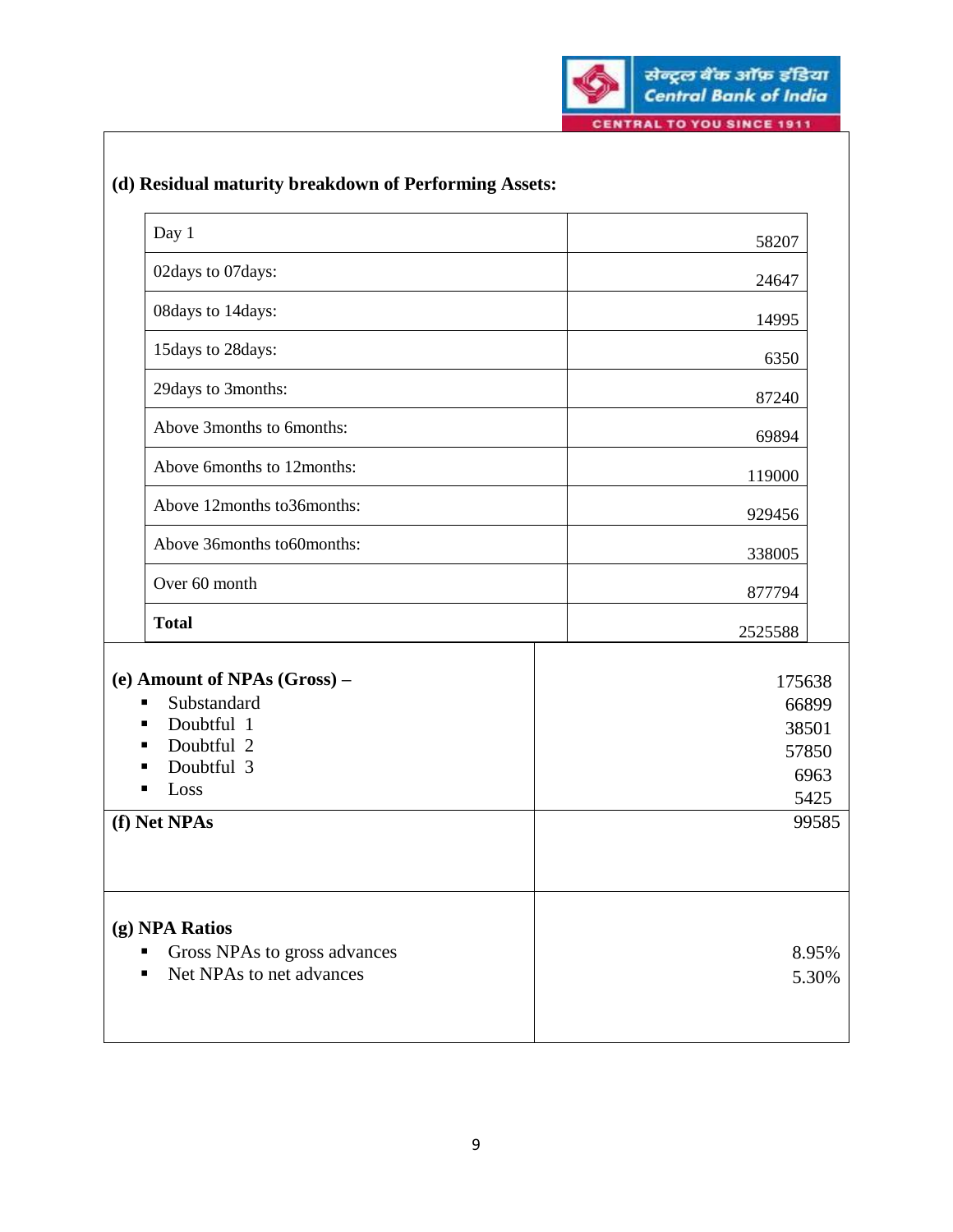**(d) Residual maturity breakdown of Performing Assets:**

| | |
|---|---|
| Day 1 | 58207 |
| 02days to 07days: | 24647 |
| 08days to 14days: | 14995 |
| 15days to 28days: | 6350 |
| 29days to 3months: | 87240 |
| Above 3months to 6months: | 69894 |
| Above 6months to 12months: | 119000 |
| Above 12months to36months: | 929456 |
| Above 36months to60months: | 338005 |
| Over 60 month | 877794 |
| **Total** | 2525588 |

| | |
|---|---|
| **(e) Amount of NPAs (Gross) –** | 175638 |
| ▪ Substandard | 66899 |
| ▪ Doubtful 1 | 38501 |
| ▪ Doubtful 2 | 57850 |
| ▪ Doubtful 3 | 6963 |
| ▪ Loss | 5425 |
| **(f) Net NPAs** | 99585 |
| **(g) NPA Ratios** | |
| ▪ Gross NPAs to gross advances | 8.95% |
| ▪ Net NPAs to net advances | 5.30% |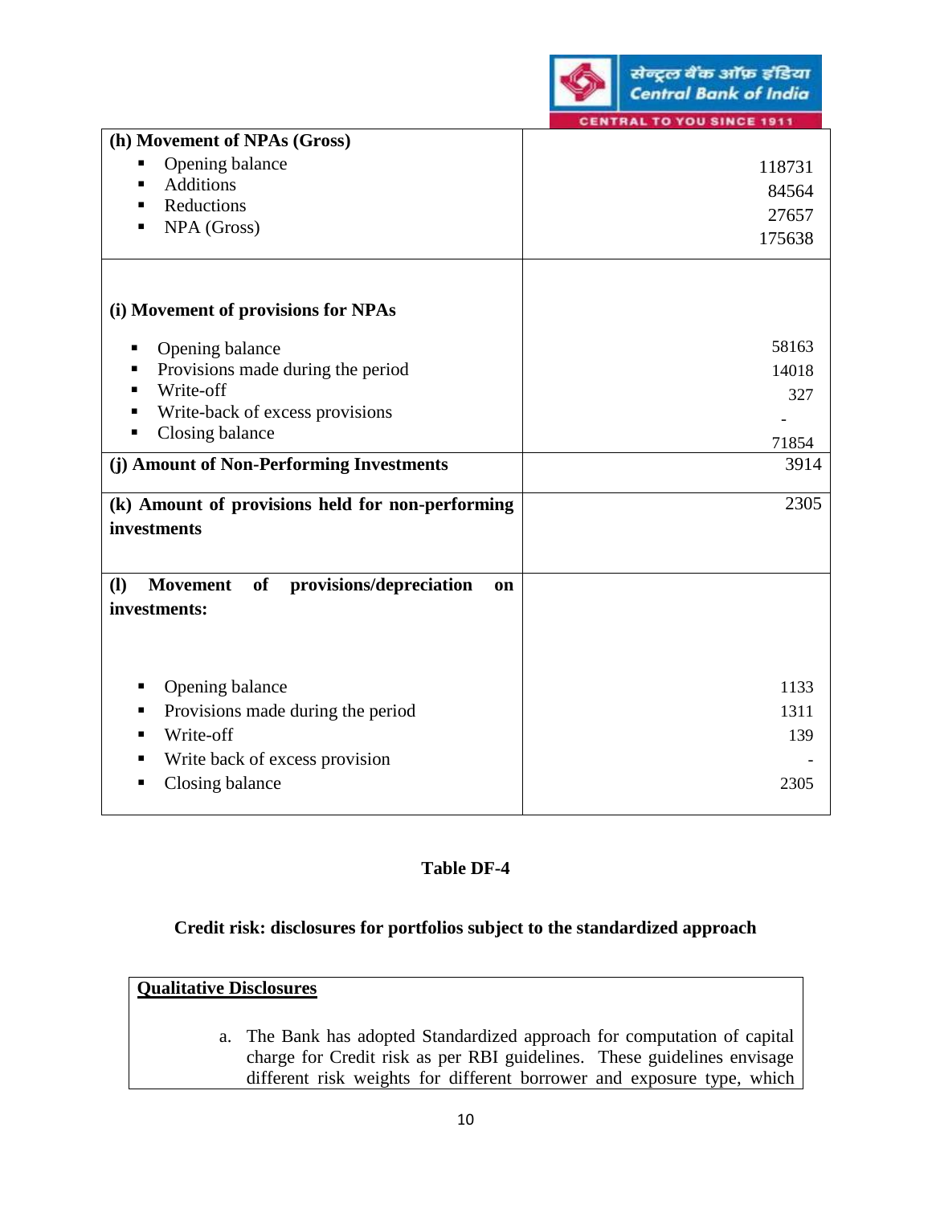| | |
|---|---|
| **(h) Movement of NPAs (Gross)** | |
| ▪ Opening balance | 118731 |
| ▪ Additions | 84564 |
| ▪ Reductions | 27657 |
| ▪ NPA (Gross) | 175638 |
| **(i) Movement of provisions for NPAs** | |
| ▪ Opening balance | 58163 |
| ▪ Provisions made during the period | 14018 |
| ▪ Write-off | 327 |
| ▪ Write-back of excess provisions | - |
| ▪ Closing balance | 71854 |
| **(j) Amount of Non-Performing Investments** | 3914 |
| **(k) Amount of provisions held for non-performing investments** | 2305 |
| **(l) Movement of provisions/depreciation on investments:** | |
| ▪ Opening balance | 1133 |
| ▪ Provisions made during the period | 1311 |
| ▪ Write-off | 139 |
| ▪ Write back of excess provision | - |
| ▪ Closing balance | 2305 |

## Table DF-4

### Credit risk: disclosures for portfolios subject to the standardized approach

**Qualitative Disclosures**

a. The Bank has adopted Standardized approach for computation of capital charge for Credit risk as per RBI guidelines. These guidelines envisage different risk weights for different borrower and exposure type, which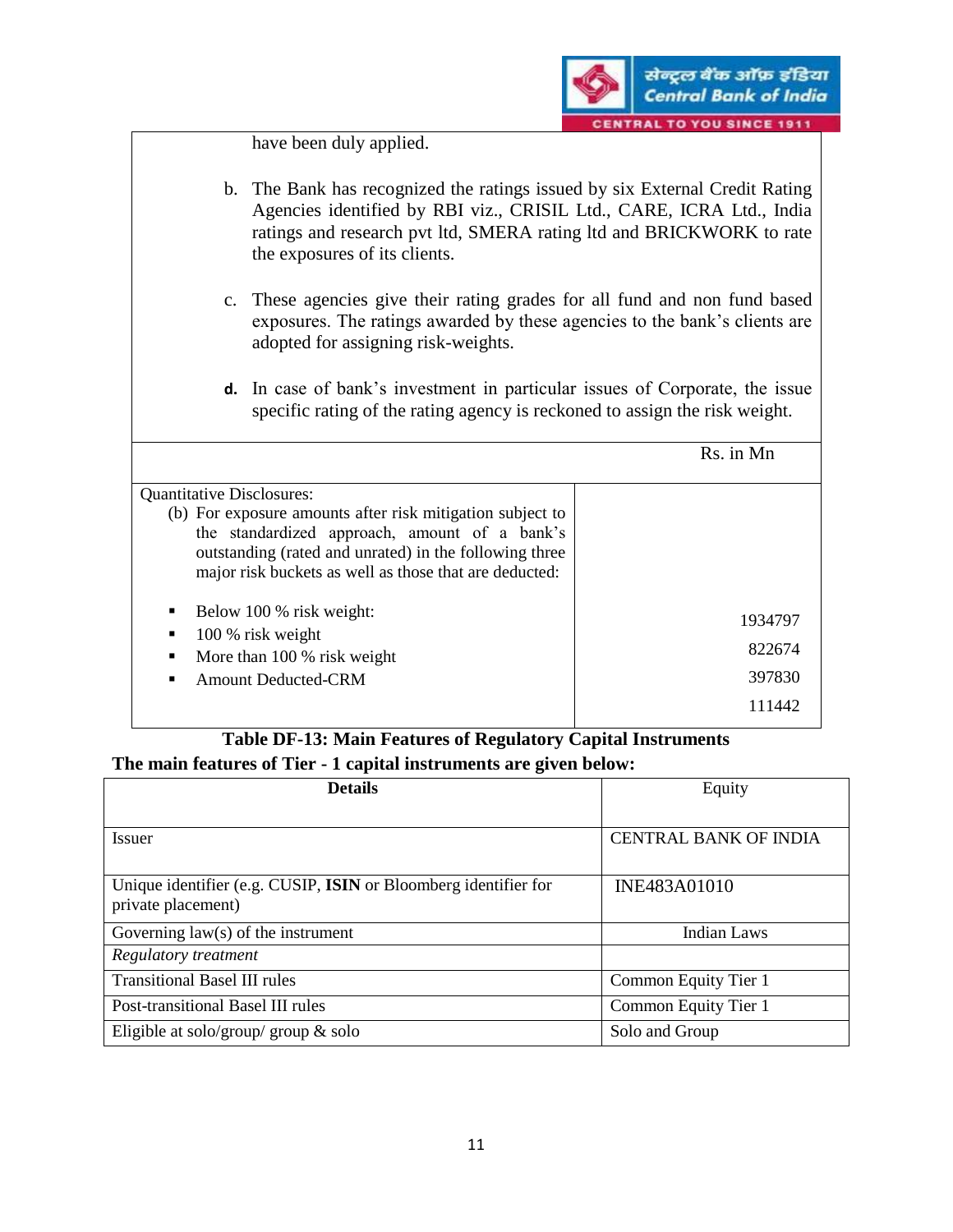have been duly applied.

b. The Bank has recognized the ratings issued by six External Credit Rating Agencies identified by RBI viz., CRISIL Ltd., CARE, ICRA Ltd., India ratings and research pvt ltd, SMERA rating ltd and BRICKWORK to rate the exposures of its clients.

c. These agencies give their rating grades for all fund and non fund based exposures. The ratings awarded by these agencies to the bank's clients are adopted for assigning risk-weights.

**d.** In case of bank's investment in particular issues of Corporate, the issue specific rating of the rating agency is reckoned to assign the risk weight.

| | Rs. in Mn |
|---|---|
| Quantitative Disclosures:<br>(b) For exposure amounts after risk mitigation subject to the standardized approach, amount of a bank's outstanding (rated and unrated) in the following three major risk buckets as well as those that are deducted: | |
| ▪ Below 100 % risk weight: | 1934797 |
| ▪ 100 % risk weight | 822674 |
| ▪ More than 100 % risk weight | 397830 |
| ▪ Amount Deducted-CRM | 111442 |

**Table DF-13: Main Features of Regulatory Capital Instruments**

**The main features of Tier - 1 capital instruments are given below:**

| **Details** | Equity |
|---|---|
| Issuer | CENTRAL BANK OF INDIA |
| Unique identifier (e.g. CUSIP, **ISIN** or Bloomberg identifier for private placement) | INE483A01010 |
| Governing law(s) of the instrument | Indian Laws |
| *Regulatory treatment* | |
| Transitional Basel III rules | Common Equity Tier 1 |
| Post-transitional Basel III rules | Common Equity Tier 1 |
| Eligible at solo/group/ group & solo | Solo and Group |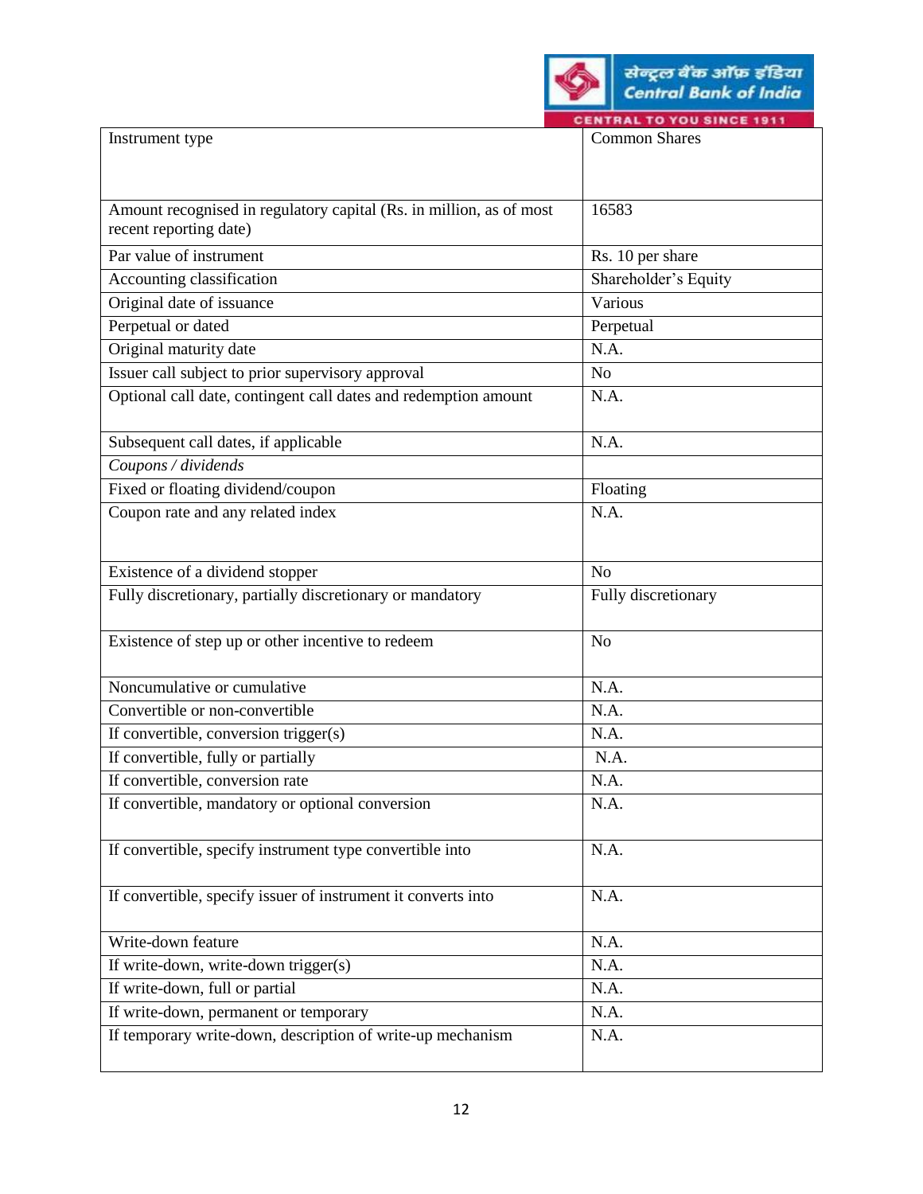| | |
|---|---|
| Instrument type | Common Shares |
| Amount recognised in regulatory capital (Rs. in million, as of most recent reporting date) | 16583 |
| Par value of instrument | Rs. 10 per share |
| Accounting classification | Shareholder's Equity |
| Original date of issuance | Various |
| Perpetual or dated | Perpetual |
| Original maturity date | N.A. |
| Issuer call subject to prior supervisory approval | No |
| Optional call date, contingent call dates and redemption amount | N.A. |
| Subsequent call dates, if applicable | N.A. |
| *Coupons / dividends* | |
| Fixed or floating dividend/coupon | Floating |
| Coupon rate and any related index | N.A. |
| Existence of a dividend stopper | No |
| Fully discretionary, partially discretionary or mandatory | Fully discretionary |
| Existence of step up or other incentive to redeem | No |
| Noncumulative or cumulative | N.A. |
| Convertible or non-convertible | N.A. |
| If convertible, conversion trigger(s) | N.A. |
| If convertible, fully or partially | N.A. |
| If convertible, conversion rate | N.A. |
| If convertible, mandatory or optional conversion | N.A. |
| If convertible, specify instrument type convertible into | N.A. |
| If convertible, specify issuer of instrument it converts into | N.A. |
| Write-down feature | N.A. |
| If write-down, write-down trigger(s) | N.A. |
| If write-down, full or partial | N.A. |
| If write-down, permanent or temporary | N.A. |
| If temporary write-down, description of write-up mechanism | N.A. |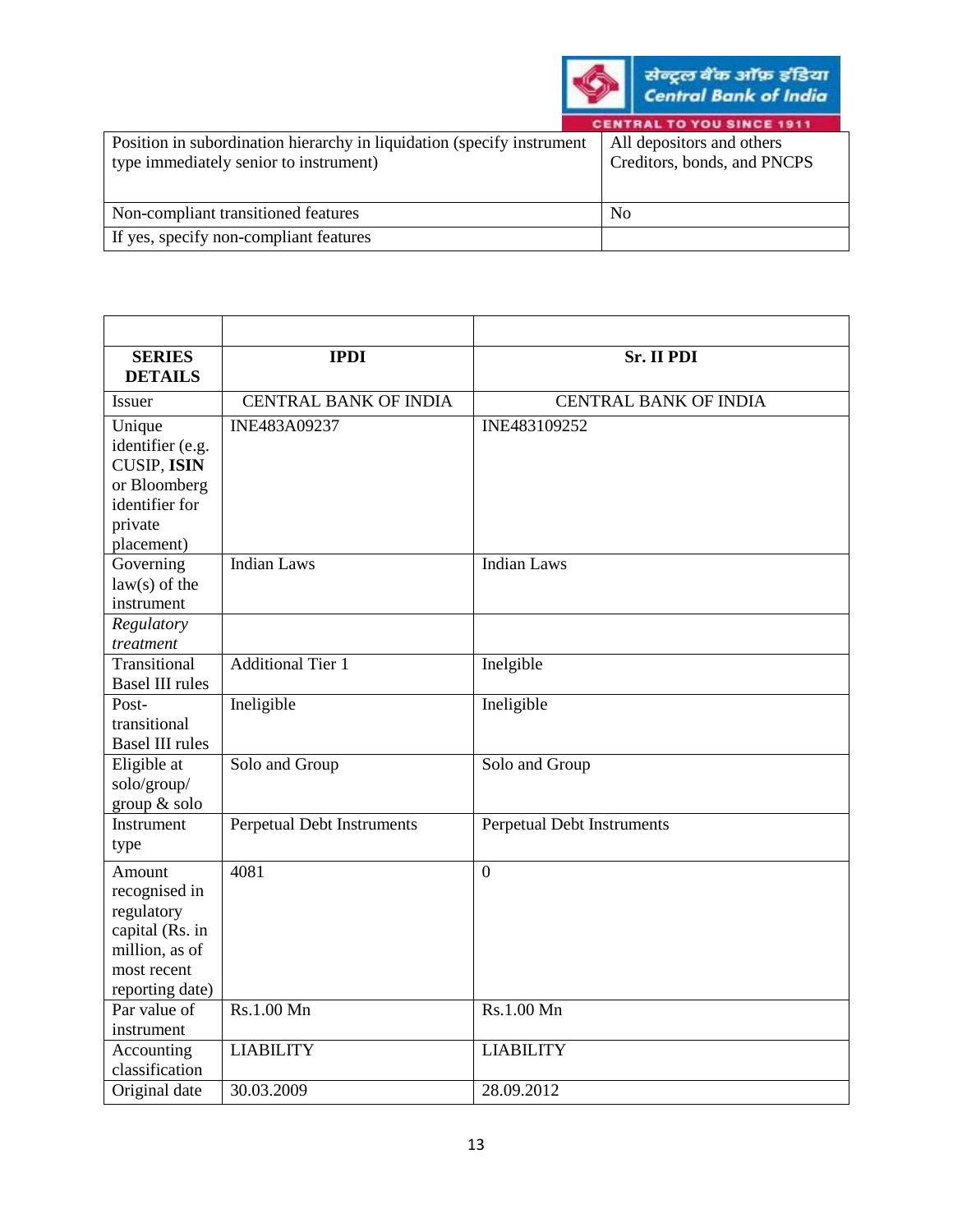| | |
|---|---|
| Position in subordination hierarchy in liquidation (specify instrument type immediately senior to instrument) | All depositors and others Creditors, bonds, and PNCPS |
| Non-compliant transitioned features | No |
| If yes, specify non-compliant features | |

| | | |
|---|---|---|
| **SERIES DETAILS** | **IPDI** | **Sr. II PDI** |
| Issuer | CENTRAL BANK OF INDIA | CENTRAL BANK OF INDIA |
| Unique identifier (e.g. CUSIP, **ISIN** or Bloomberg identifier for private placement) | INE483A09237 | INE483109252 |
| Governing law(s) of the instrument | Indian Laws | Indian Laws |
| *Regulatory treatment* | | |
| Transitional Basel III rules | Additional Tier 1 | Inelgible |
| Post-transitional Basel III rules | Ineligible | Ineligible |
| Eligible at solo/group/ group & solo | Solo and Group | Solo and Group |
| Instrument type | Perpetual Debt Instruments | Perpetual Debt Instruments |
| Amount recognised in regulatory capital (Rs. in million, as of most recent reporting date) | 4081 | 0 |
| Par value of instrument | Rs.1.00 Mn | Rs.1.00 Mn |
| Accounting classification | LIABILITY | LIABILITY |
| Original date | 30.03.2009 | 28.09.2012 |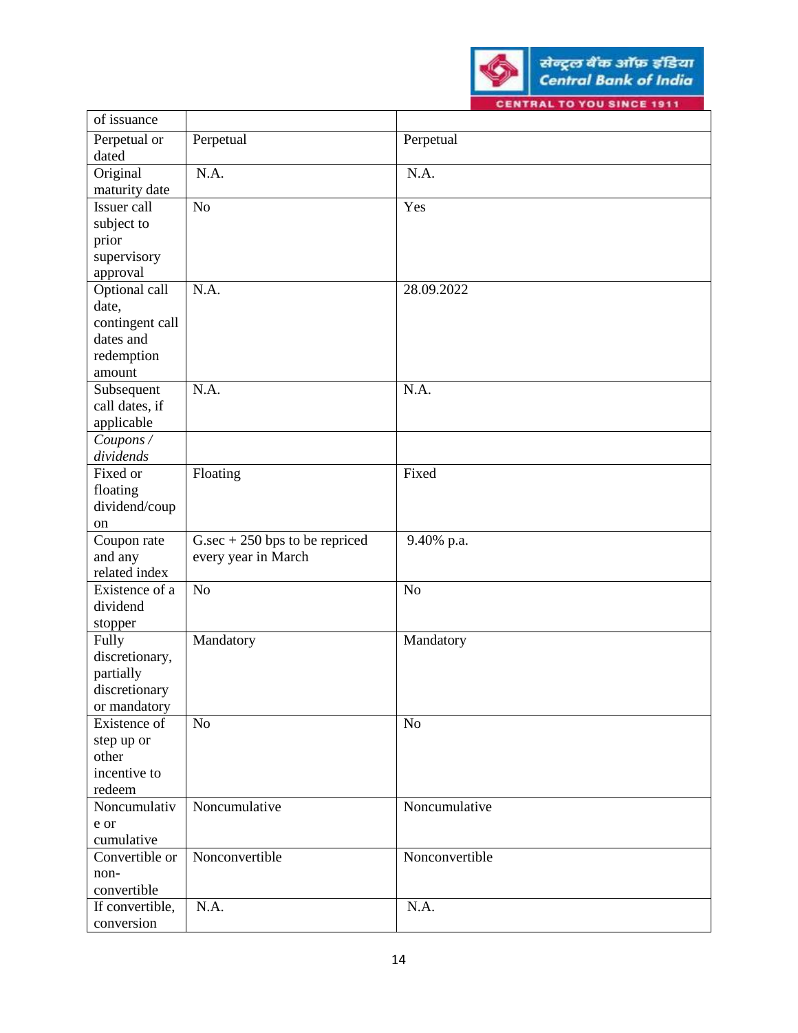| | | |
|---|---|---|
| of issuance | | |
| Perpetual or dated | Perpetual | Perpetual |
| Original maturity date | N.A. | N.A. |
| Issuer call subject to prior supervisory approval | No | Yes |
| Optional call date, contingent call dates and redemption amount | N.A. | 28.09.2022 |
| Subsequent call dates, if applicable | N.A. | N.A. |
| *Coupons / dividends* | | |
| Fixed or floating dividend/coupon | Floating | Fixed |
| Coupon rate and any related index | G.sec + 250 bps to be repriced every year in March | 9.40% p.a. |
| Existence of a dividend stopper | No | No |
| Fully discretionary, partially discretionary or mandatory | Mandatory | Mandatory |
| Existence of step up or other incentive to redeem | No | No |
| Noncumulative or cumulative | Noncumulative | Noncumulative |
| Convertible or non-convertible | Nonconvertible | Nonconvertible |
| If convertible, conversion | N.A. | N.A. |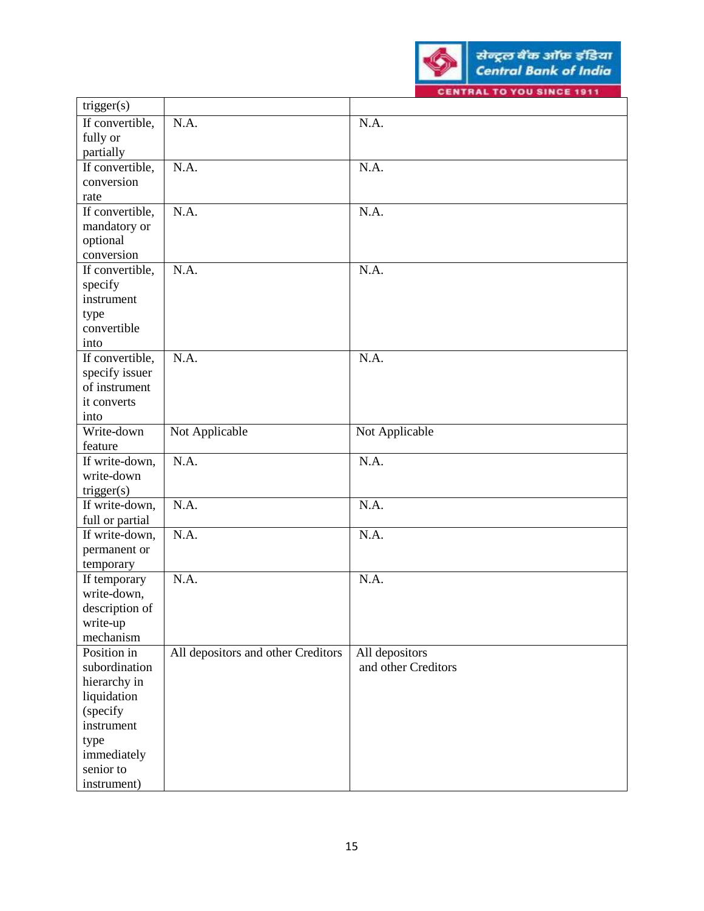| | | |
|---|---|---|
| trigger(s) | | |
| If convertible, fully or partially | N.A. | N.A. |
| If convertible, conversion rate | N.A. | N.A. |
| If convertible, mandatory or optional conversion | N.A. | N.A. |
| If convertible, specify instrument type convertible into | N.A. | N.A. |
| If convertible, specify issuer of instrument it converts into | N.A. | N.A. |
| Write-down feature | Not Applicable | Not Applicable |
| If write-down, write-down trigger(s) | N.A. | N.A. |
| If write-down, full or partial | N.A. | N.A. |
| If write-down, permanent or temporary | N.A. | N.A. |
| If temporary write-down, description of write-up mechanism | N.A. | N.A. |
| Position in subordination hierarchy in liquidation (specify instrument type immediately senior to instrument) | All depositors and other Creditors | All depositors and other Creditors |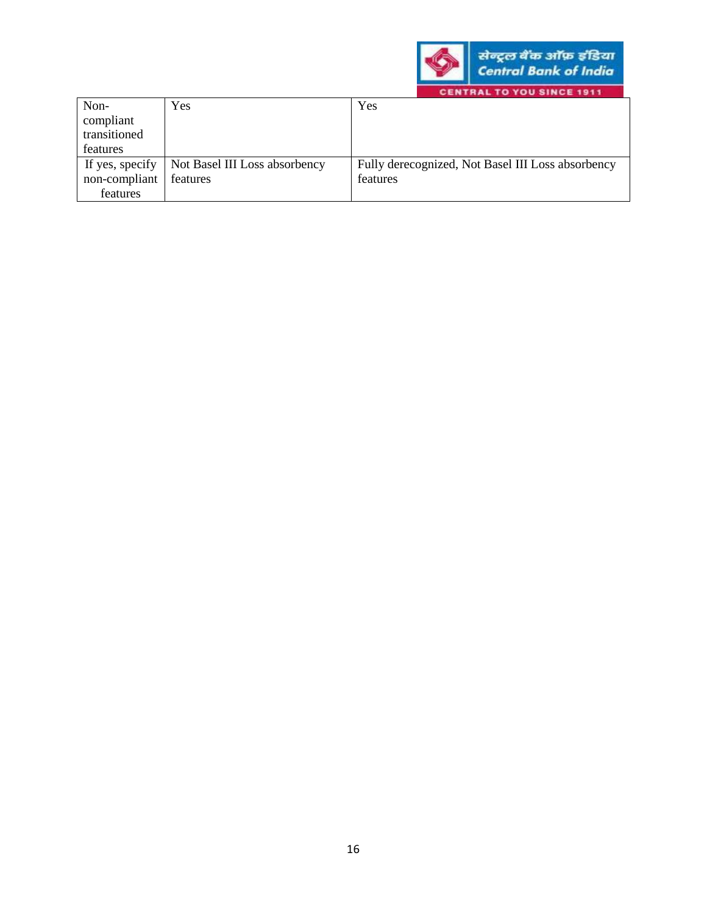| | | |
|---|---|---|
| Non-compliant transitioned features | Yes | Yes |
| If yes, specify non-compliant features | Not Basel III Loss absorbency features | Fully derecognized, Not Basel III Loss absorbency features |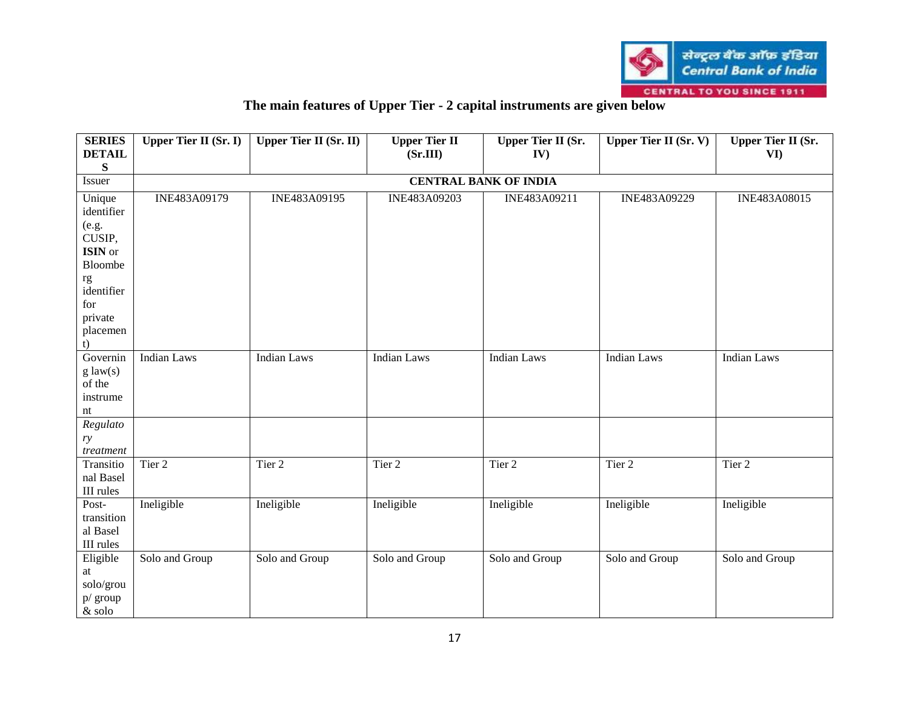## The main features of Upper Tier - 2 capital instruments are given below

| SERIES DETAILS | Upper Tier II (Sr. I) | Upper Tier II (Sr. II) | Upper Tier II (Sr.III) | Upper Tier II (Sr. IV) | Upper Tier II (Sr. V) | Upper Tier II (Sr. VI) |
|---|---|---|---|---|---|---|
| Issuer | CENTRAL BANK OF INDIA | | | | | |
| Unique identifier (e.g. CUSIP, **ISIN** or Bloomberg identifier for private placement) | INE483A09179 | INE483A09195 | INE483A09203 | INE483A09211 | INE483A09229 | INE483A08015 |
| Governing law(s) of the instrument | Indian Laws | Indian Laws | Indian Laws | Indian Laws | Indian Laws | Indian Laws |
| *Regulatory treatment* | | | | | | |
| Transitional Basel III rules | Tier 2 | Tier 2 | Tier 2 | Tier 2 | Tier 2 | Tier 2 |
| Post-transitional Basel III rules | Ineligible | Ineligible | Ineligible | Ineligible | Ineligible | Ineligible |
| Eligible at solo/group/ group & solo | Solo and Group | Solo and Group | Solo and Group | Solo and Group | Solo and Group | Solo and Group |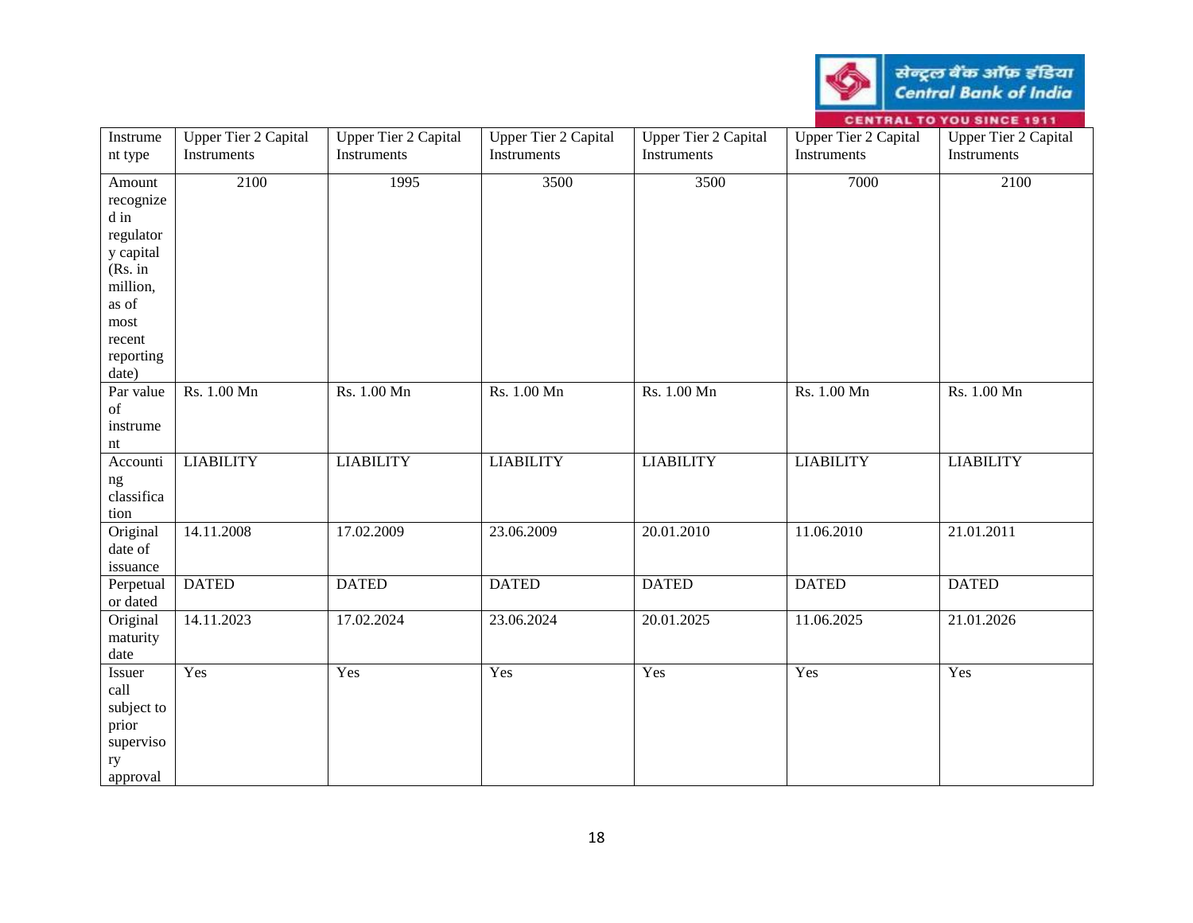| | | | | | | |
|---|---|---|---|---|---|---|
| Instrument type | Upper Tier 2 Capital Instruments | Upper Tier 2 Capital Instruments | Upper Tier 2 Capital Instruments | Upper Tier 2 Capital Instruments | Upper Tier 2 Capital Instruments | Upper Tier 2 Capital Instruments |
| Amount recognized in regulatory capital (Rs. in million, as of most recent reporting date) | 2100 | 1995 | 3500 | 3500 | 7000 | 2100 |
| Par value of instrument | Rs. 1.00 Mn | Rs. 1.00 Mn | Rs. 1.00 Mn | Rs. 1.00 Mn | Rs. 1.00 Mn | Rs. 1.00 Mn |
| Accounting classification | LIABILITY | LIABILITY | LIABILITY | LIABILITY | LIABILITY | LIABILITY |
| Original date of issuance | 14.11.2008 | 17.02.2009 | 23.06.2009 | 20.01.2010 | 11.06.2010 | 21.01.2011 |
| Perpetual or dated | DATED | DATED | DATED | DATED | DATED | DATED |
| Original maturity date | 14.11.2023 | 17.02.2024 | 23.06.2024 | 20.01.2025 | 11.06.2025 | 21.01.2026 |
| Issuer call subject to prior supervisory approval | Yes | Yes | Yes | Yes | Yes | Yes |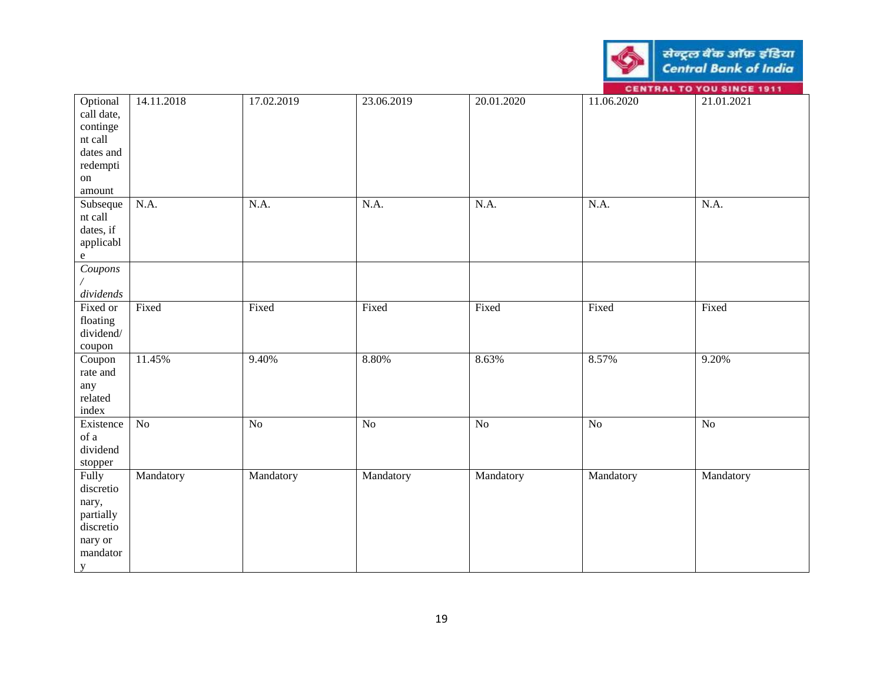| | | | | | | |
|---|---|---|---|---|---|---|
| Optional call date, contingent call dates and redemption amount | 14.11.2018 | 17.02.2019 | 23.06.2019 | 20.01.2020 | 11.06.2020 | 21.01.2021 |
| Subsequent call dates, if applicable | N.A. | N.A. | N.A. | N.A. | N.A. | N.A. |
| *Coupons / dividends* | | | | | | |
| Fixed or floating dividend/ coupon | Fixed | Fixed | Fixed | Fixed | Fixed | Fixed |
| Coupon rate and any related index | 11.45% | 9.40% | 8.80% | 8.63% | 8.57% | 9.20% |
| Existence of a dividend stopper | No | No | No | No | No | No |
| Fully discretionary, partially discretionary or mandatory | Mandatory | Mandatory | Mandatory | Mandatory | Mandatory | Mandatory |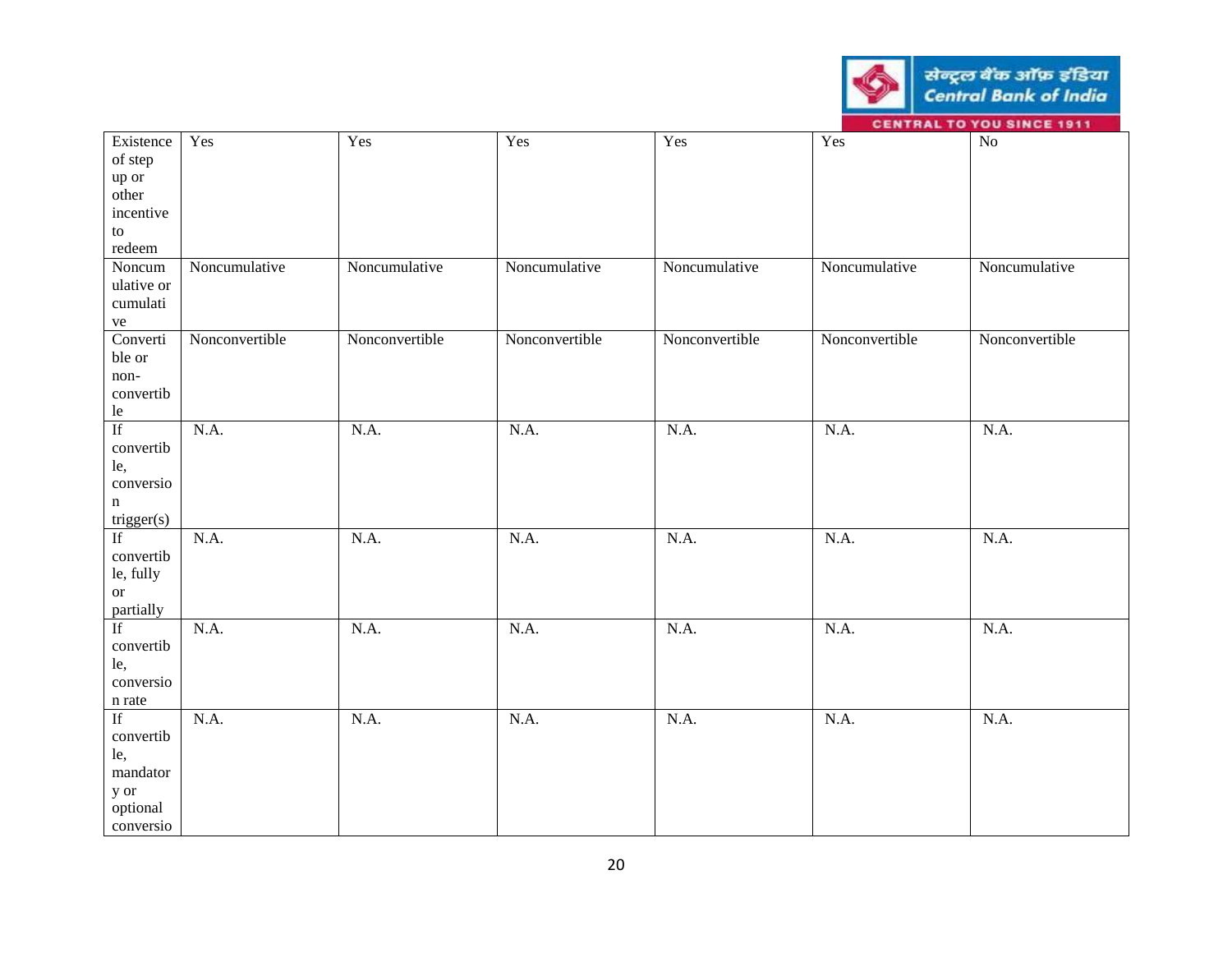| | | | | | | |
|---|---|---|---|---|---|---|
| Existence of step up or other incentive to redeem | Yes | Yes | Yes | Yes | Yes | No |
| Noncumulative or cumulative | Noncumulative | Noncumulative | Noncumulative | Noncumulative | Noncumulative | Noncumulative |
| Convertible or non-convertible | Nonconvertible | Nonconvertible | Nonconvertible | Nonconvertible | Nonconvertible | Nonconvertible |
| If convertible, conversion trigger(s) | N.A. | N.A. | N.A. | N.A. | N.A. | N.A. |
| If convertible, fully or partially | N.A. | N.A. | N.A. | N.A. | N.A. | N.A. |
| If convertible, conversion rate | N.A. | N.A. | N.A. | N.A. | N.A. | N.A. |
| If convertible, mandatory or optional conversio | N.A. | N.A. | N.A. | N.A. | N.A. | N.A. |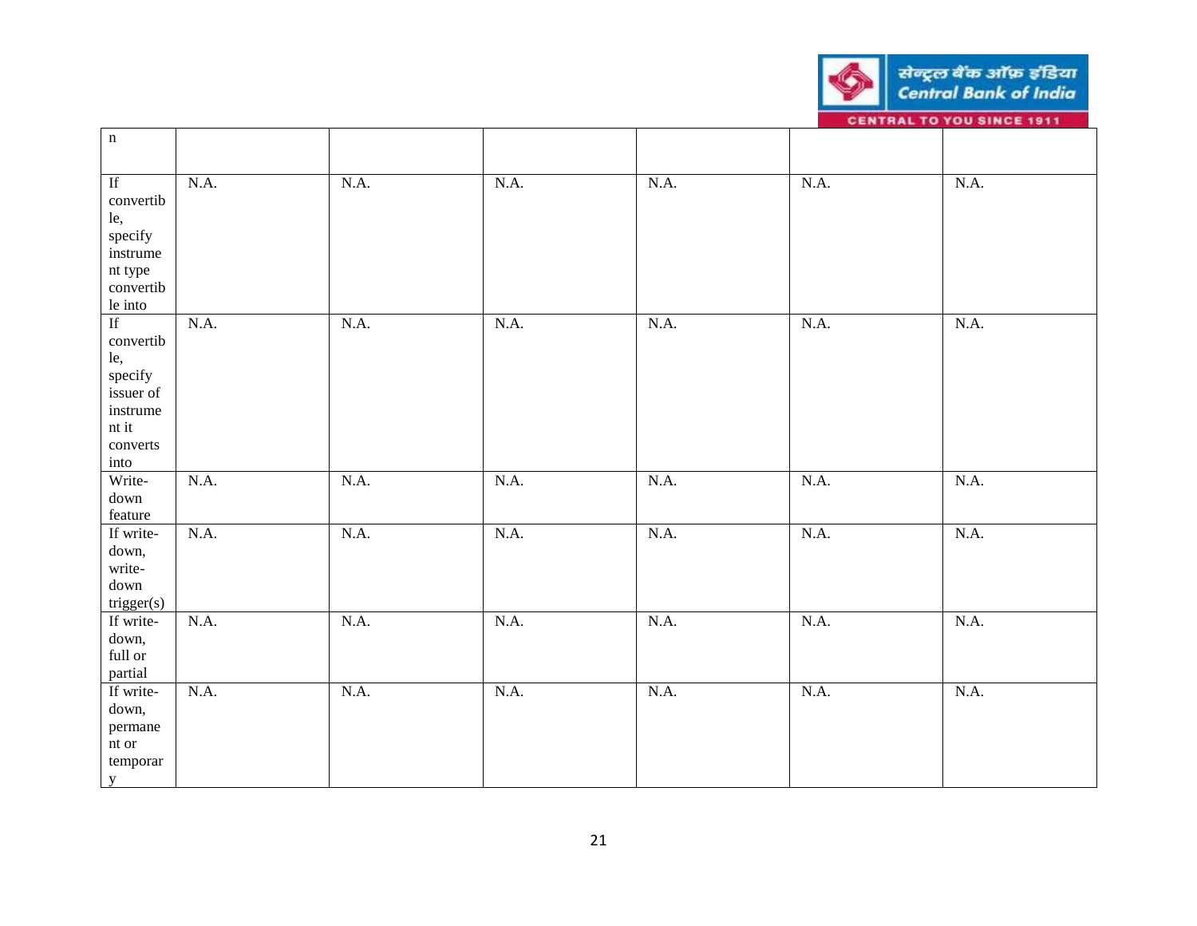| | | | | | | |
|---|---|---|---|---|---|---|
| n | | | | | | |
| If convertible, specify instrument type convertible into | N.A. | N.A. | N.A. | N.A. | N.A. | N.A. |
| If convertible, specify issuer of instrument it converts into | N.A. | N.A. | N.A. | N.A. | N.A. | N.A. |
| Write-down feature | N.A. | N.A. | N.A. | N.A. | N.A. | N.A. |
| If write-down, write-down trigger(s) | N.A. | N.A. | N.A. | N.A. | N.A. | N.A. |
| If write-down, full or partial | N.A. | N.A. | N.A. | N.A. | N.A. | N.A. |
| If write-down, permanent or temporary | N.A. | N.A. | N.A. | N.A. | N.A. | N.A. |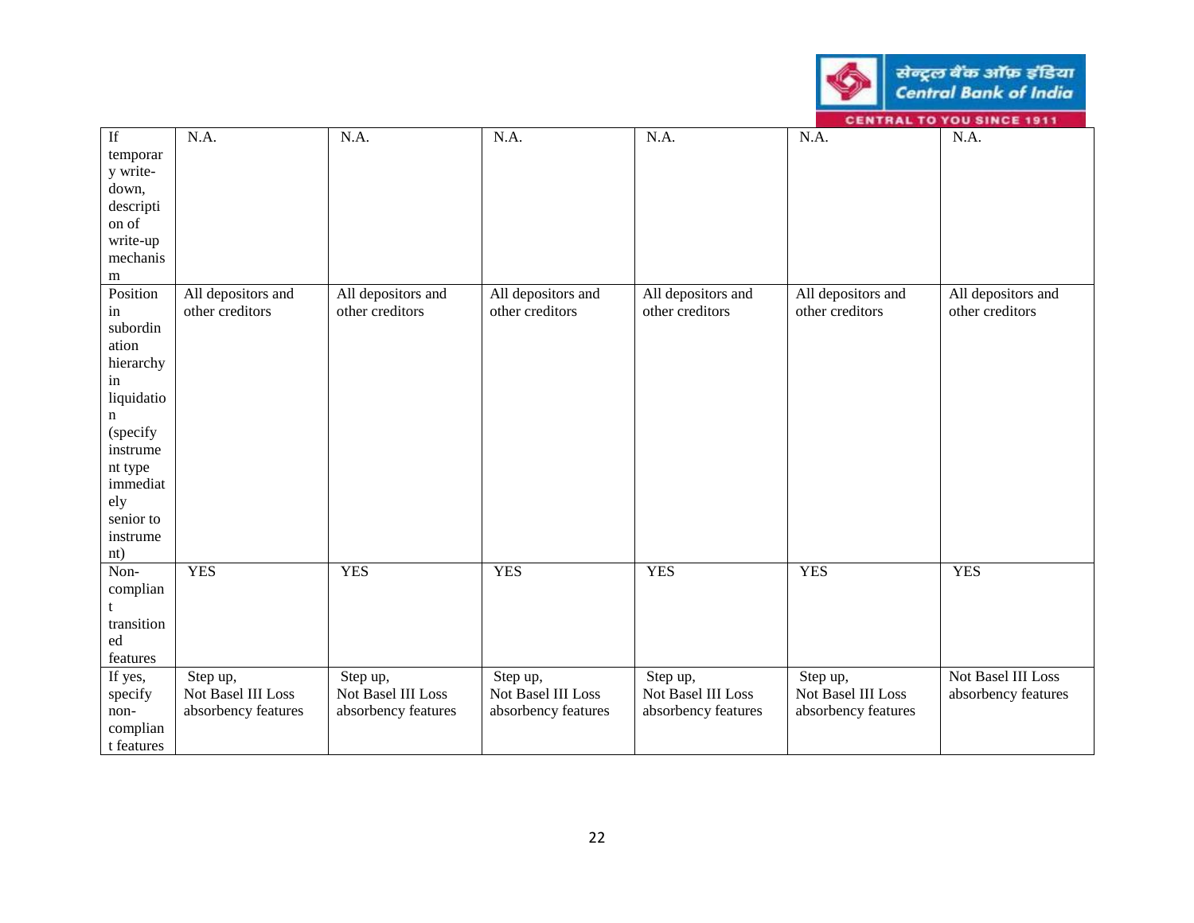| | | | | | | |
|---|---|---|---|---|---|---|
| If temporary write-down, description of write-up mechanism | N.A. | N.A. | N.A. | N.A. | N.A. | N.A. |
| Position in subordination hierarchy in liquidation (specify instrument type immediately senior to instrument) | All depositors and other creditors | All depositors and other creditors | All depositors and other creditors | All depositors and other creditors | All depositors and other creditors | All depositors and other creditors |
| Non-compliant transitioned features | YES | YES | YES | YES | YES | YES |
| If yes, specify non-compliant features | Step up, Not Basel III Loss absorbency features | Step up, Not Basel III Loss absorbency features | Step up, Not Basel III Loss absorbency features | Step up, Not Basel III Loss absorbency features | Step up, Not Basel III Loss absorbency features | Not Basel III Loss absorbency features |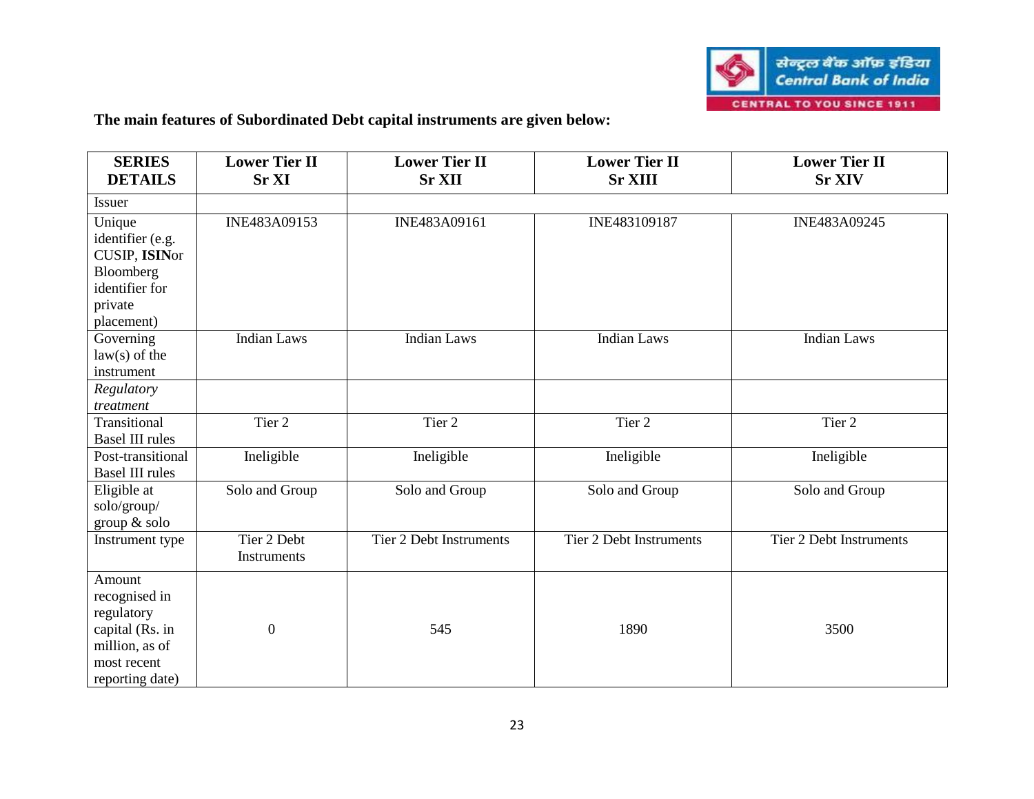**The main features of Subordinated Debt capital instruments are given below:**

| SERIES DETAILS | Lower Tier II Sr XI | Lower Tier II Sr XII | Lower Tier II Sr XIII | Lower Tier II Sr XIV |
|---|---|---|---|---|
| Issuer | | | | |
| Unique identifier (e.g. CUSIP, **ISIN**or Bloomberg identifier for private placement) | INE483A09153 | INE483A09161 | INE483109187 | INE483A09245 |
| Governing law(s) of the instrument | Indian Laws | Indian Laws | Indian Laws | Indian Laws |
| *Regulatory treatment* | | | | |
| Transitional Basel III rules | Tier 2 | Tier 2 | Tier 2 | Tier 2 |
| Post-transitional Basel III rules | Ineligible | Ineligible | Ineligible | Ineligible |
| Eligible at solo/group/ group & solo | Solo and Group | Solo and Group | Solo and Group | Solo and Group |
| Instrument type | Tier 2 Debt Instruments | Tier 2 Debt Instruments | Tier 2 Debt Instruments | Tier 2 Debt Instruments |
| Amount recognised in regulatory capital (Rs. in million, as of most recent reporting date) | 0 | 545 | 1890 | 3500 |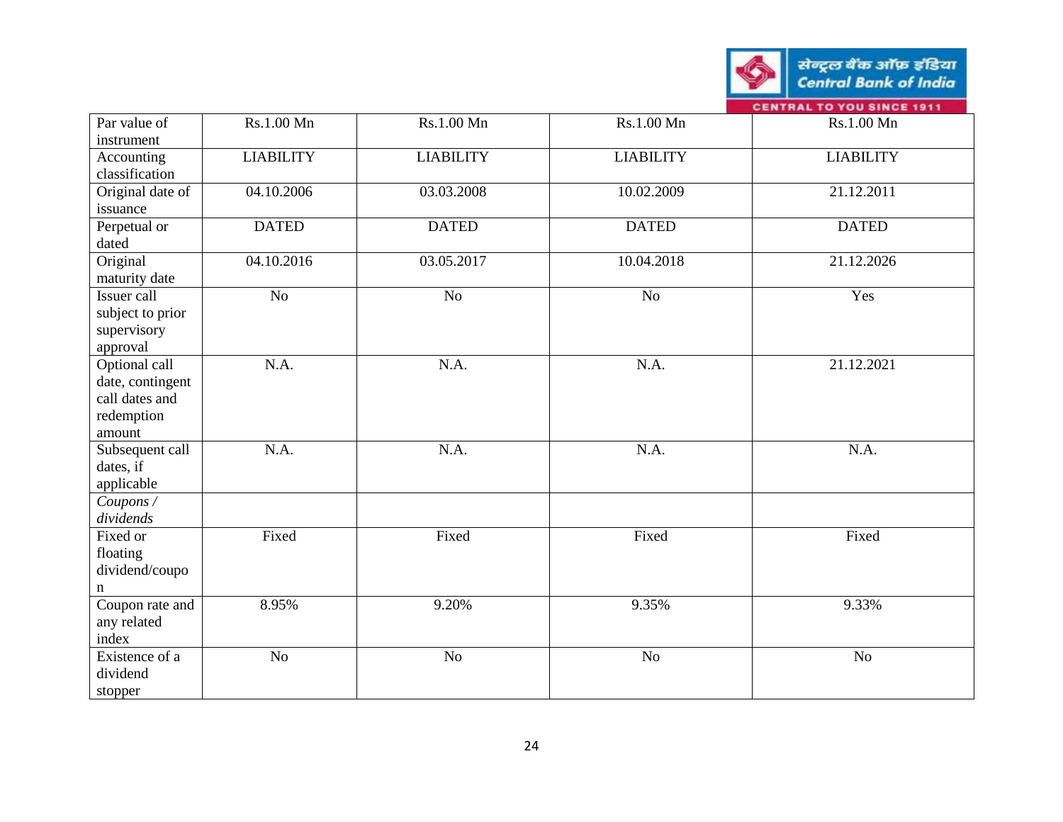| | | | | |
|---|---|---|---|---|
| Par value of instrument | Rs.1.00 Mn | Rs.1.00 Mn | Rs.1.00 Mn | Rs.1.00 Mn |
| Accounting classification | LIABILITY | LIABILITY | LIABILITY | LIABILITY |
| Original date of issuance | 04.10.2006 | 03.03.2008 | 10.02.2009 | 21.12.2011 |
| Perpetual or dated | DATED | DATED | DATED | DATED |
| Original maturity date | 04.10.2016 | 03.05.2017 | 10.04.2018 | 21.12.2026 |
| Issuer call subject to prior supervisory approval | No | No | No | Yes |
| Optional call date, contingent call dates and redemption amount | N.A. | N.A. | N.A. | 21.12.2021 |
| Subsequent call dates, if applicable | N.A. | N.A. | N.A. | N.A. |
| *Coupons / dividends* | | | | |
| Fixed or floating dividend/coupon | Fixed | Fixed | Fixed | Fixed |
| Coupon rate and any related index | 8.95% | 9.20% | 9.35% | 9.33% |
| Existence of a dividend stopper | No | No | No | No |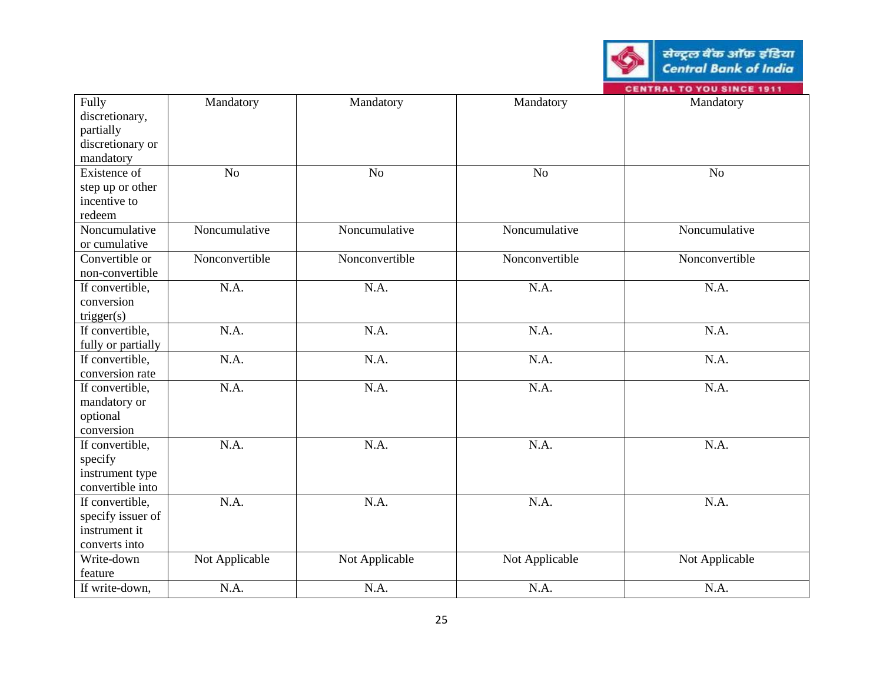| | | | | |
|---|---|---|---|---|
| Fully discretionary, partially discretionary or mandatory | Mandatory | Mandatory | Mandatory | Mandatory |
| Existence of step up or other incentive to redeem | No | No | No | No |
| Noncumulative or cumulative | Noncumulative | Noncumulative | Noncumulative | Noncumulative |
| Convertible or non-convertible | Nonconvertible | Nonconvertible | Nonconvertible | Nonconvertible |
| If convertible, conversion trigger(s) | N.A. | N.A. | N.A. | N.A. |
| If convertible, fully or partially | N.A. | N.A. | N.A. | N.A. |
| If convertible, conversion rate | N.A. | N.A. | N.A. | N.A. |
| If convertible, mandatory or optional conversion | N.A. | N.A. | N.A. | N.A. |
| If convertible, specify instrument type convertible into | N.A. | N.A. | N.A. | N.A. |
| If convertible, specify issuer of instrument it converts into | N.A. | N.A. | N.A. | N.A. |
| Write-down feature | Not Applicable | Not Applicable | Not Applicable | Not Applicable |
| If write-down, | N.A. | N.A. | N.A. | N.A. |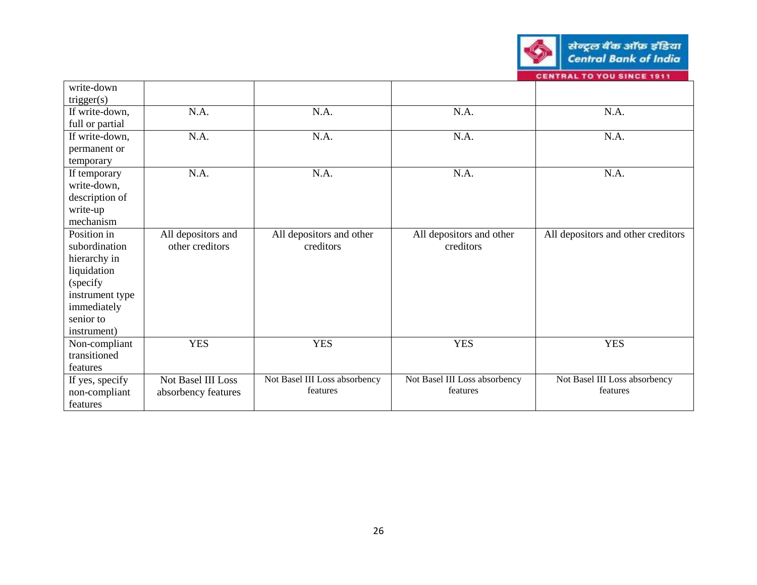| | | | | |
|---|---|---|---|---|
| write-down trigger(s) | | | | |
| If write-down, full or partial | N.A. | N.A. | N.A. | N.A. |
| If write-down, permanent or temporary | N.A. | N.A. | N.A. | N.A. |
| If temporary write-down, description of write-up mechanism | N.A. | N.A. | N.A. | N.A. |
| Position in subordination hierarchy in liquidation (specify instrument type immediately senior to instrument) | All depositors and other creditors | All depositors and other creditors | All depositors and other creditors | All depositors and other creditors |
| Non-compliant transitioned features | YES | YES | YES | YES |
| If yes, specify non-compliant features | Not Basel III Loss absorbency features | Not Basel III Loss absorbency features | Not Basel III Loss absorbency features | Not Basel III Loss absorbency features |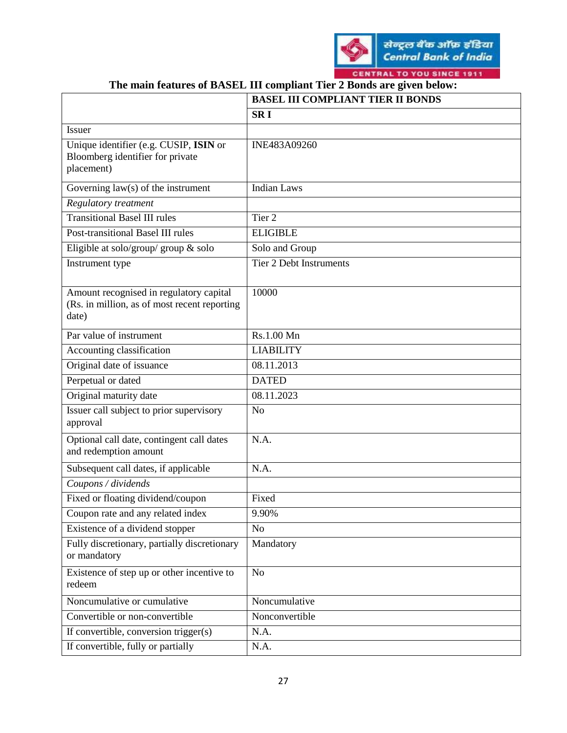**The main features of BASEL III compliant Tier 2 Bonds are given below:**

| | **BASEL III COMPLIANT TIER II BONDS** |
|---|---|
| | **SR I** |
| Issuer | |
| Unique identifier (e.g. CUSIP, **ISIN** or Bloomberg identifier for private placement) | INE483A09260 |
| Governing law(s) of the instrument | Indian Laws |
| *Regulatory treatment* | |
| Transitional Basel III rules | Tier 2 |
| Post-transitional Basel III rules | ELIGIBLE |
| Eligible at solo/group/ group & solo | Solo and Group |
| Instrument type | Tier 2 Debt Instruments |
| Amount recognised in regulatory capital (Rs. in million, as of most recent reporting date) | 10000 |
| Par value of instrument | Rs.1.00 Mn |
| Accounting classification | LIABILITY |
| Original date of issuance | 08.11.2013 |
| Perpetual or dated | DATED |
| Original maturity date | 08.11.2023 |
| Issuer call subject to prior supervisory approval | No |
| Optional call date, contingent call dates and redemption amount | N.A. |
| Subsequent call dates, if applicable | N.A. |
| *Coupons / dividends* | |
| Fixed or floating dividend/coupon | Fixed |
| Coupon rate and any related index | 9.90% |
| Existence of a dividend stopper | No |
| Fully discretionary, partially discretionary or mandatory | Mandatory |
| Existence of step up or other incentive to redeem | No |
| Noncumulative or cumulative | Noncumulative |
| Convertible or non-convertible | Nonconvertible |
| If convertible, conversion trigger(s) | N.A. |
| If convertible, fully or partially | N.A. |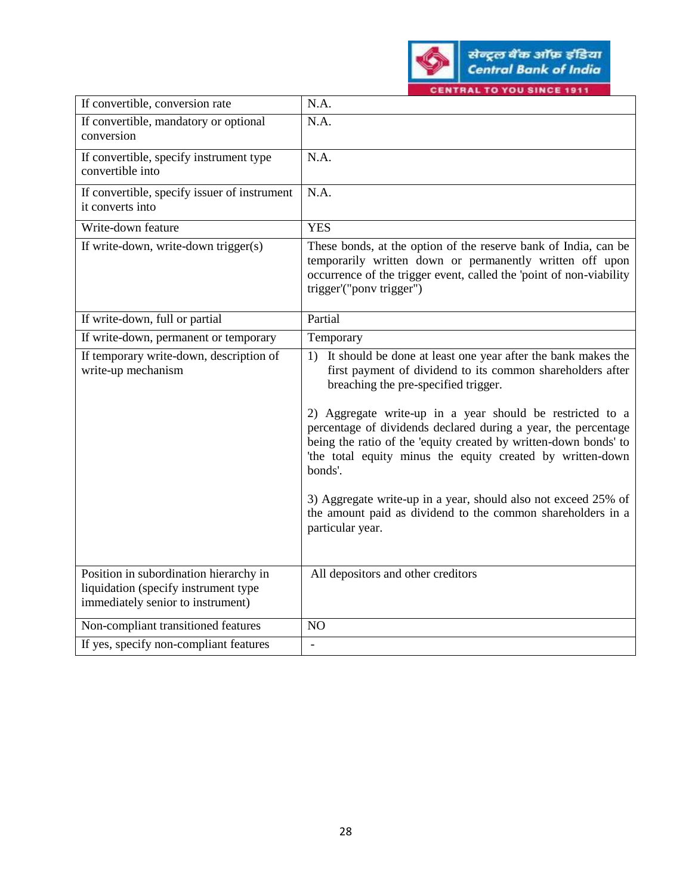| | |
|---|---|
| If convertible, conversion rate | N.A. |
| If convertible, mandatory or optional conversion | N.A. |
| If convertible, specify instrument type convertible into | N.A. |
| If convertible, specify issuer of instrument it converts into | N.A. |
| Write-down feature | YES |
| If write-down, write-down trigger(s) | These bonds, at the option of the reserve bank of India, can be temporarily written down or permanently written off upon occurrence of the trigger event, called the 'point of non-viability trigger'("ponv trigger") |
| If write-down, full or partial | Partial |
| If write-down, permanent or temporary | Temporary |
| If temporary write-down, description of write-up mechanism | 1) It should be done at least one year after the bank makes the first payment of dividend to its common shareholders after breaching the pre-specified trigger.<br><br>2) Aggregate write-up in a year should be restricted to a percentage of dividends declared during a year, the percentage being the ratio of the 'equity created by written-down bonds' to 'the total equity minus the equity created by written-down bonds'.<br><br>3) Aggregate write-up in a year, should also not exceed 25% of the amount paid as dividend to the common shareholders in a particular year. |
| Position in subordination hierarchy in liquidation (specify instrument type immediately senior to instrument) | All depositors and other creditors |
| Non-compliant transitioned features | NO |
| If yes, specify non-compliant features | - |